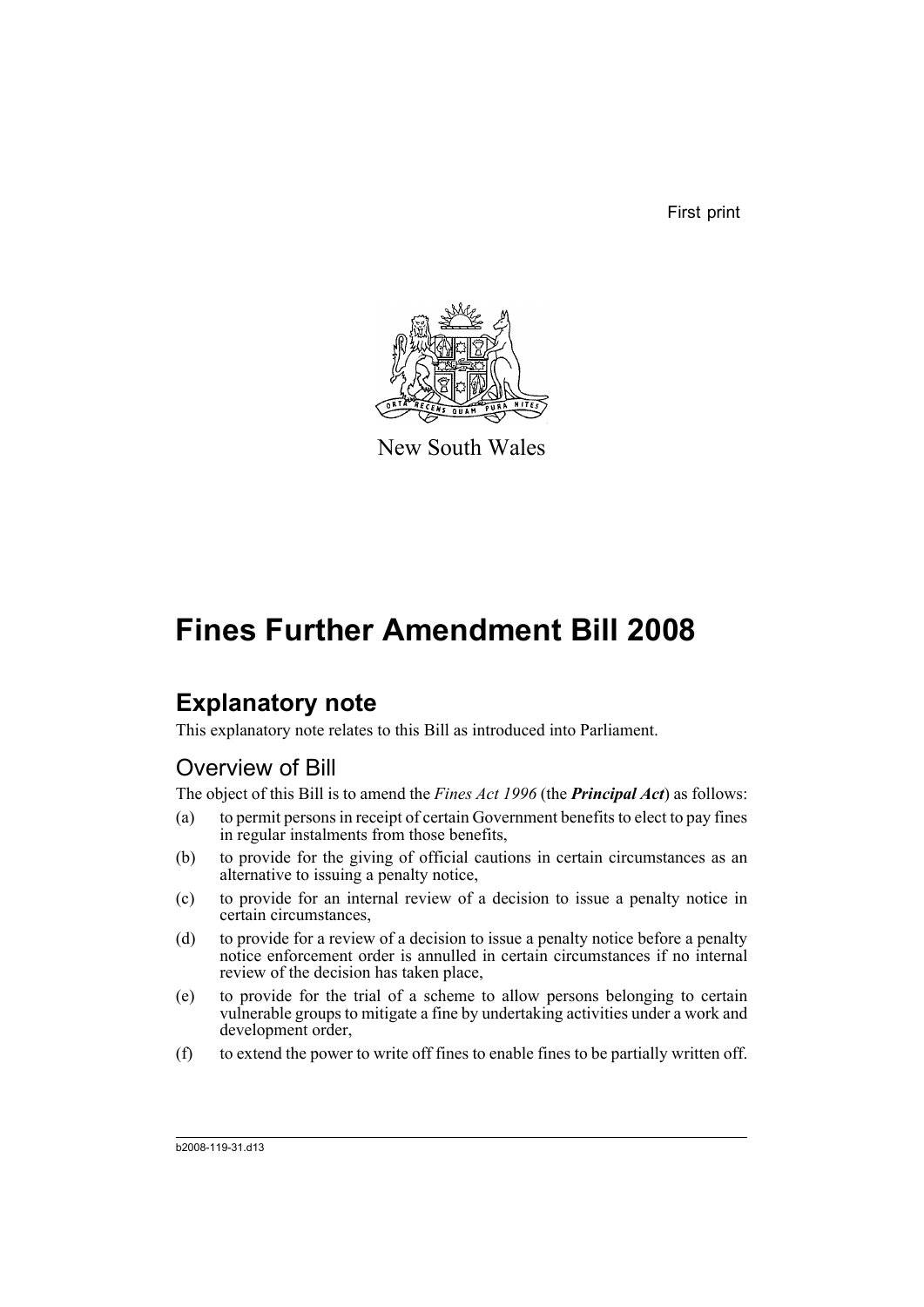First print

New South Wales

# Fines Further Amendment Bill 2008

## Explanatory note

This explanatory note relates to this Bill as introduced into Parliament.

### Overview of Bill

The object of this Bill is to amend the *Fines Act 1996* (the ***Principal Act***) as follows:

(a) to permit persons in receipt of certain Government benefits to elect to pay fines in regular instalments from those benefits,

(b) to provide for the giving of official cautions in certain circumstances as an alternative to issuing a penalty notice,

(c) to provide for an internal review of a decision to issue a penalty notice in certain circumstances,

(d) to provide for a review of a decision to issue a penalty notice before a penalty notice enforcement order is annulled in certain circumstances if no internal review of the decision has taken place,

(e) to provide for the trial of a scheme to allow persons belonging to certain vulnerable groups to mitigate a fine by undertaking activities under a work and development order,

(f) to extend the power to write off fines to enable fines to be partially written off.

b2008-119-31.d13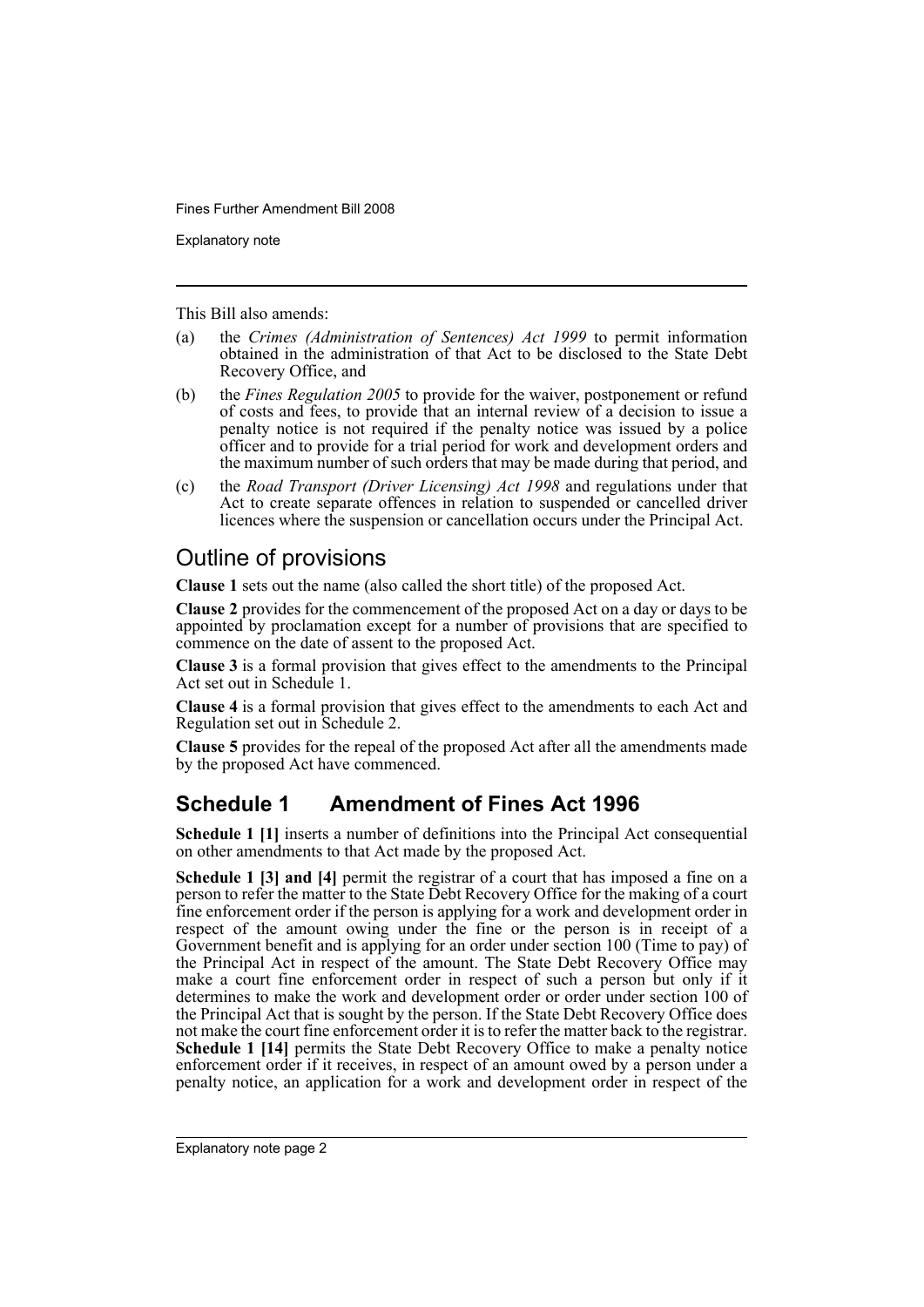This Bill also amends:

(a) the *Crimes (Administration of Sentences) Act 1999* to permit information obtained in the administration of that Act to be disclosed to the State Debt Recovery Office, and

(b) the *Fines Regulation 2005* to provide for the waiver, postponement or refund of costs and fees, to provide that an internal review of a decision to issue a penalty notice is not required if the penalty notice was issued by a police officer and to provide for a trial period for work and development orders and the maximum number of such orders that may be made during that period, and

(c) the *Road Transport (Driver Licensing) Act 1998* and regulations under that Act to create separate offences in relation to suspended or cancelled driver licences where the suspension or cancellation occurs under the Principal Act.

## Outline of provisions

**Clause 1** sets out the name (also called the short title) of the proposed Act.

**Clause 2** provides for the commencement of the proposed Act on a day or days to be appointed by proclamation except for a number of provisions that are specified to commence on the date of assent to the proposed Act.

**Clause 3** is a formal provision that gives effect to the amendments to the Principal Act set out in Schedule 1.

**Clause 4** is a formal provision that gives effect to the amendments to each Act and Regulation set out in Schedule 2.

**Clause 5** provides for the repeal of the proposed Act after all the amendments made by the proposed Act have commenced.

## Schedule 1 Amendment of Fines Act 1996

**Schedule 1 [1]** inserts a number of definitions into the Principal Act consequential on other amendments to that Act made by the proposed Act.

**Schedule 1 [3] and [4]** permit the registrar of a court that has imposed a fine on a person to refer the matter to the State Debt Recovery Office for the making of a court fine enforcement order if the person is applying for a work and development order in respect of the amount owing under the fine or the person is in receipt of a Government benefit and is applying for an order under section 100 (Time to pay) of the Principal Act in respect of the amount. The State Debt Recovery Office may make a court fine enforcement order in respect of such a person but only if it determines to make the work and development order or order under section 100 of the Principal Act that is sought by the person. If the State Debt Recovery Office does not make the court fine enforcement order it is to refer the matter back to the registrar. **Schedule 1 [14]** permits the State Debt Recovery Office to make a penalty notice enforcement order if it receives, in respect of an amount owed by a person under a penalty notice, an application for a work and development order in respect of the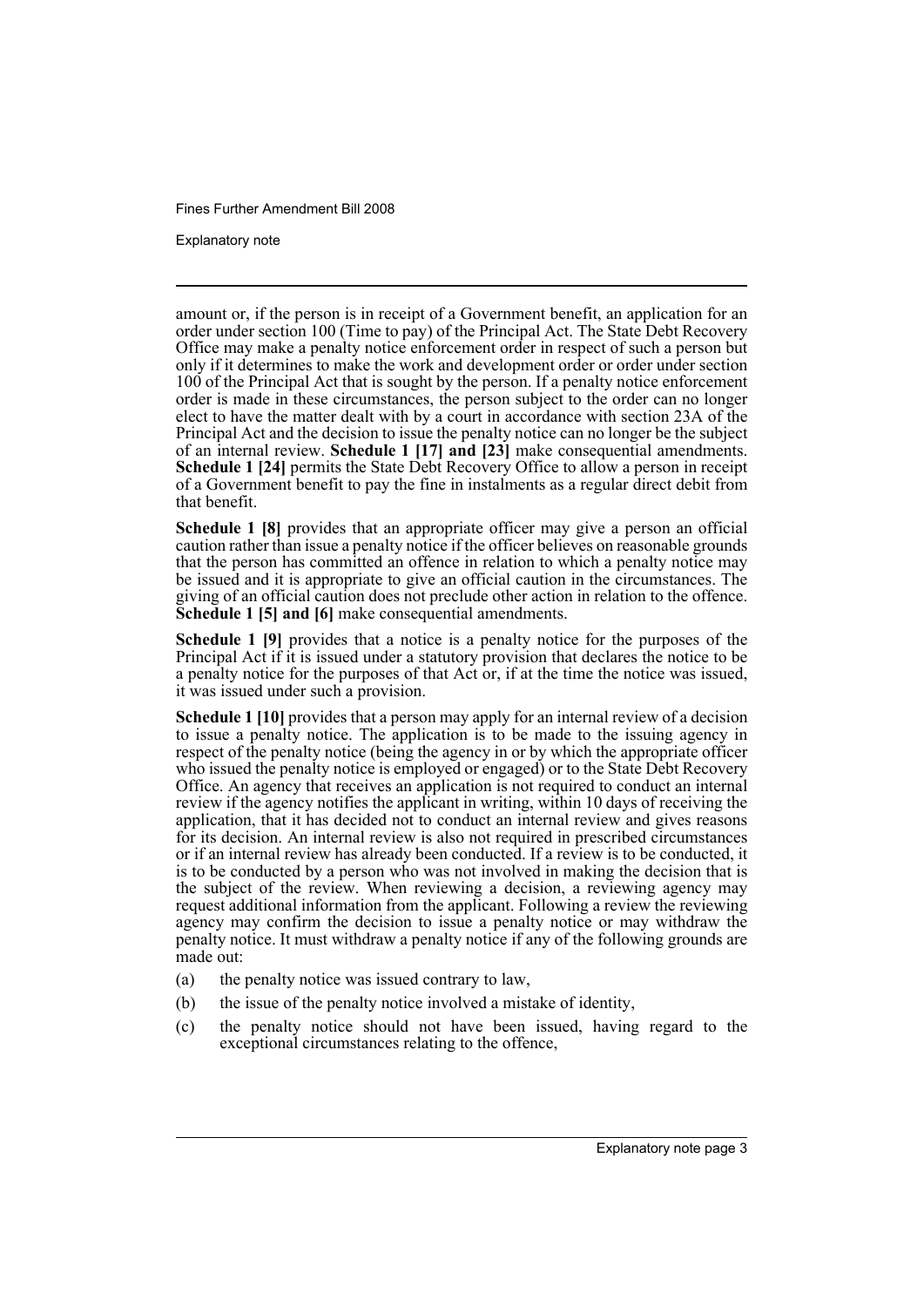amount or, if the person is in receipt of a Government benefit, an application for an order under section 100 (Time to pay) of the Principal Act. The State Debt Recovery Office may make a penalty notice enforcement order in respect of such a person but only if it determines to make the work and development order or order under section 100 of the Principal Act that is sought by the person. If a penalty notice enforcement order is made in these circumstances, the person subject to the order can no longer elect to have the matter dealt with by a court in accordance with section 23A of the Principal Act and the decision to issue the penalty notice can no longer be the subject of an internal review. **Schedule 1 [17] and [23]** make consequential amendments. **Schedule 1 [24]** permits the State Debt Recovery Office to allow a person in receipt of a Government benefit to pay the fine in instalments as a regular direct debit from that benefit.

**Schedule 1 [8]** provides that an appropriate officer may give a person an official caution rather than issue a penalty notice if the officer believes on reasonable grounds that the person has committed an offence in relation to which a penalty notice may be issued and it is appropriate to give an official caution in the circumstances. The giving of an official caution does not preclude other action in relation to the offence. **Schedule 1 [5] and [6]** make consequential amendments.

**Schedule 1 [9]** provides that a notice is a penalty notice for the purposes of the Principal Act if it is issued under a statutory provision that declares the notice to be a penalty notice for the purposes of that Act or, if at the time the notice was issued, it was issued under such a provision.

**Schedule 1 [10]** provides that a person may apply for an internal review of a decision to issue a penalty notice. The application is to be made to the issuing agency in respect of the penalty notice (being the agency in or by which the appropriate officer who issued the penalty notice is employed or engaged) or to the State Debt Recovery Office. An agency that receives an application is not required to conduct an internal review if the agency notifies the applicant in writing, within 10 days of receiving the application, that it has decided not to conduct an internal review and gives reasons for its decision. An internal review is also not required in prescribed circumstances or if an internal review has already been conducted. If a review is to be conducted, it is to be conducted by a person who was not involved in making the decision that is the subject of the review. When reviewing a decision, a reviewing agency may request additional information from the applicant. Following a review the reviewing agency may confirm the decision to issue a penalty notice or may withdraw the penalty notice. It must withdraw a penalty notice if any of the following grounds are made out:

(a) the penalty notice was issued contrary to law,

(b) the issue of the penalty notice involved a mistake of identity,

(c) the penalty notice should not have been issued, having regard to the exceptional circumstances relating to the offence,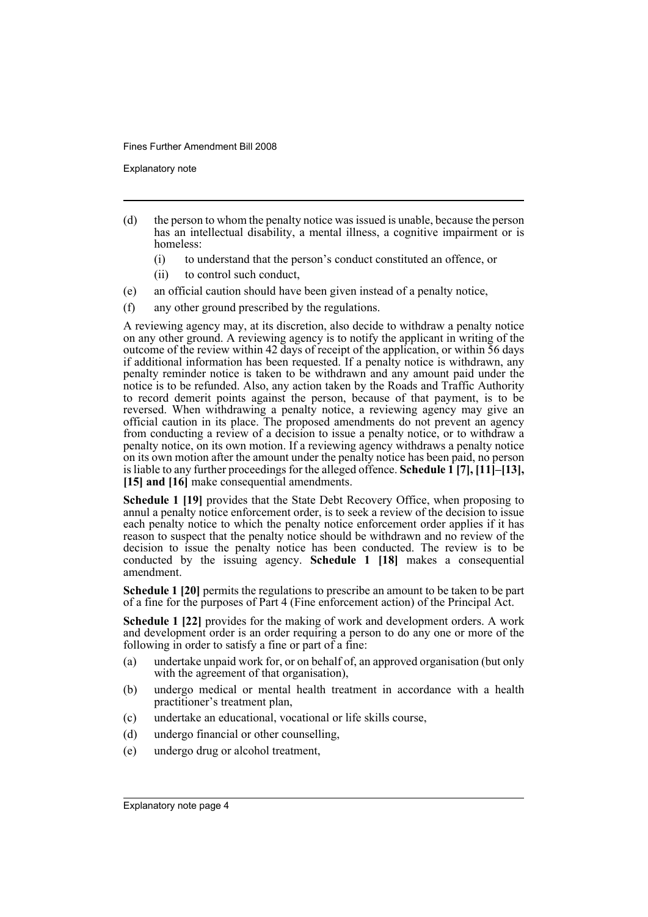(d) the person to whom the penalty notice was issued is unable, because the person has an intellectual disability, a mental illness, a cognitive impairment or is homeless:

    (i) to understand that the person's conduct constituted an offence, or

    (ii) to control such conduct,

(e) an official caution should have been given instead of a penalty notice,

(f) any other ground prescribed by the regulations.

A reviewing agency may, at its discretion, also decide to withdraw a penalty notice on any other ground. A reviewing agency is to notify the applicant in writing of the outcome of the review within 42 days of receipt of the application, or within 56 days if additional information has been requested. If a penalty notice is withdrawn, any penalty reminder notice is taken to be withdrawn and any amount paid under the notice is to be refunded. Also, any action taken by the Roads and Traffic Authority to record demerit points against the person, because of that payment, is to be reversed. When withdrawing a penalty notice, a reviewing agency may give an official caution in its place. The proposed amendments do not prevent an agency from conducting a review of a decision to issue a penalty notice, or to withdraw a penalty notice, on its own motion. If a reviewing agency withdraws a penalty notice on its own motion after the amount under the penalty notice has been paid, no person is liable to any further proceedings for the alleged offence. **Schedule 1 [7], [11]–[13], [15] and [16]** make consequential amendments.

**Schedule 1 [19]** provides that the State Debt Recovery Office, when proposing to annul a penalty notice enforcement order, is to seek a review of the decision to issue each penalty notice to which the penalty notice enforcement order applies if it has reason to suspect that the penalty notice should be withdrawn and no review of the decision to issue the penalty notice has been conducted. The review is to be conducted by the issuing agency. **Schedule 1 [18]** makes a consequential amendment.

**Schedule 1 [20]** permits the regulations to prescribe an amount to be taken to be part of a fine for the purposes of Part 4 (Fine enforcement action) of the Principal Act.

**Schedule 1 [22]** provides for the making of work and development orders. A work and development order is an order requiring a person to do any one or more of the following in order to satisfy a fine or part of a fine:

(a) undertake unpaid work for, or on behalf of, an approved organisation (but only with the agreement of that organisation),

(b) undergo medical or mental health treatment in accordance with a health practitioner's treatment plan,

(c) undertake an educational, vocational or life skills course,

(d) undergo financial or other counselling,

(e) undergo drug or alcohol treatment,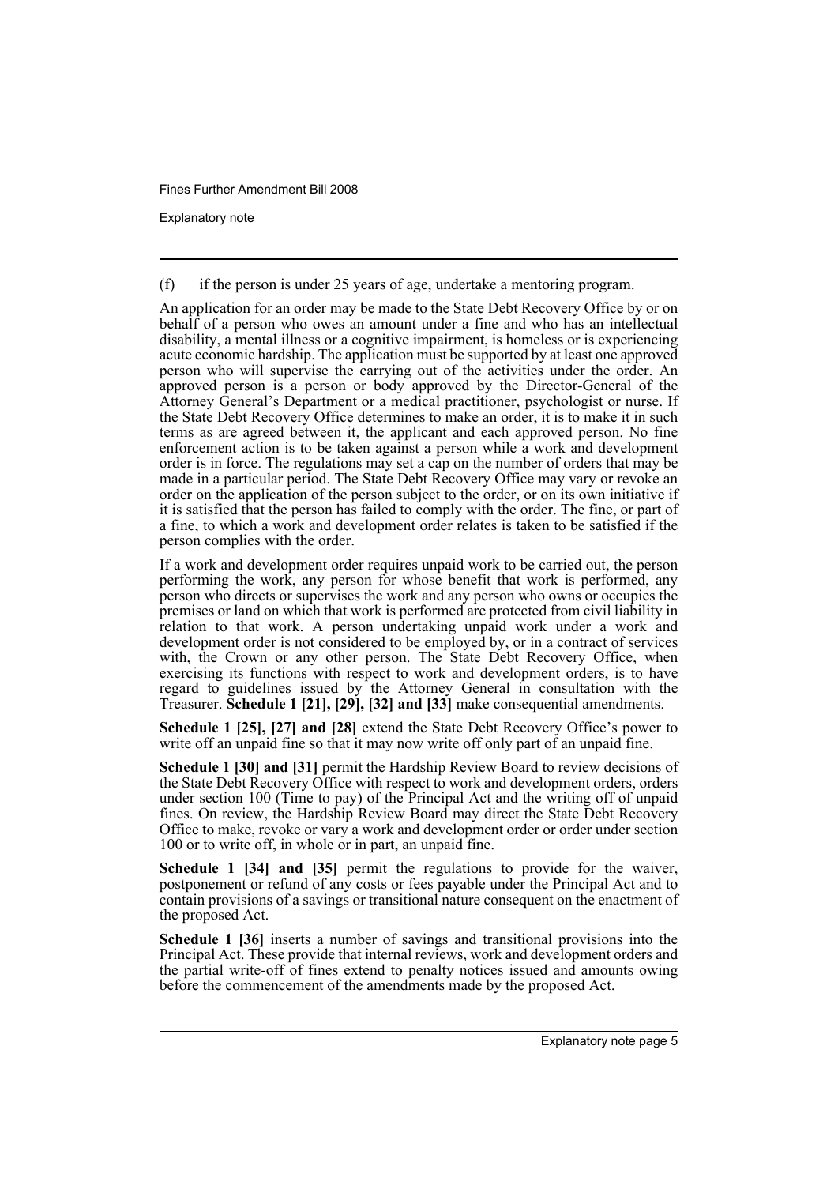(f) if the person is under 25 years of age, undertake a mentoring program.

An application for an order may be made to the State Debt Recovery Office by or on behalf of a person who owes an amount under a fine and who has an intellectual disability, a mental illness or a cognitive impairment, is homeless or is experiencing acute economic hardship. The application must be supported by at least one approved person who will supervise the carrying out of the activities under the order. An approved person is a person or body approved by the Director-General of the Attorney General's Department or a medical practitioner, psychologist or nurse. If the State Debt Recovery Office determines to make an order, it is to make it in such terms as are agreed between it, the applicant and each approved person. No fine enforcement action is to be taken against a person while a work and development order is in force. The regulations may set a cap on the number of orders that may be made in a particular period. The State Debt Recovery Office may vary or revoke an order on the application of the person subject to the order, or on its own initiative if it is satisfied that the person has failed to comply with the order. The fine, or part of a fine, to which a work and development order relates is taken to be satisfied if the person complies with the order.

If a work and development order requires unpaid work to be carried out, the person performing the work, any person for whose benefit that work is performed, any person who directs or supervises the work and any person who owns or occupies the premises or land on which that work is performed are protected from civil liability in relation to that work. A person undertaking unpaid work under a work and development order is not considered to be employed by, or in a contract of services with, the Crown or any other person. The State Debt Recovery Office, when exercising its functions with respect to work and development orders, is to have regard to guidelines issued by the Attorney General in consultation with the Treasurer. **Schedule 1 [21], [29], [32] and [33]** make consequential amendments.

**Schedule 1 [25], [27] and [28]** extend the State Debt Recovery Office's power to write off an unpaid fine so that it may now write off only part of an unpaid fine.

**Schedule 1 [30] and [31]** permit the Hardship Review Board to review decisions of the State Debt Recovery Office with respect to work and development orders, orders under section 100 (Time to pay) of the Principal Act and the writing off of unpaid fines. On review, the Hardship Review Board may direct the State Debt Recovery Office to make, revoke or vary a work and development order or order under section 100 or to write off, in whole or in part, an unpaid fine.

**Schedule 1 [34] and [35]** permit the regulations to provide for the waiver, postponement or refund of any costs or fees payable under the Principal Act and to contain provisions of a savings or transitional nature consequent on the enactment of the proposed Act.

**Schedule 1 [36]** inserts a number of savings and transitional provisions into the Principal Act. These provide that internal reviews, work and development orders and the partial write-off of fines extend to penalty notices issued and amounts owing before the commencement of the amendments made by the proposed Act.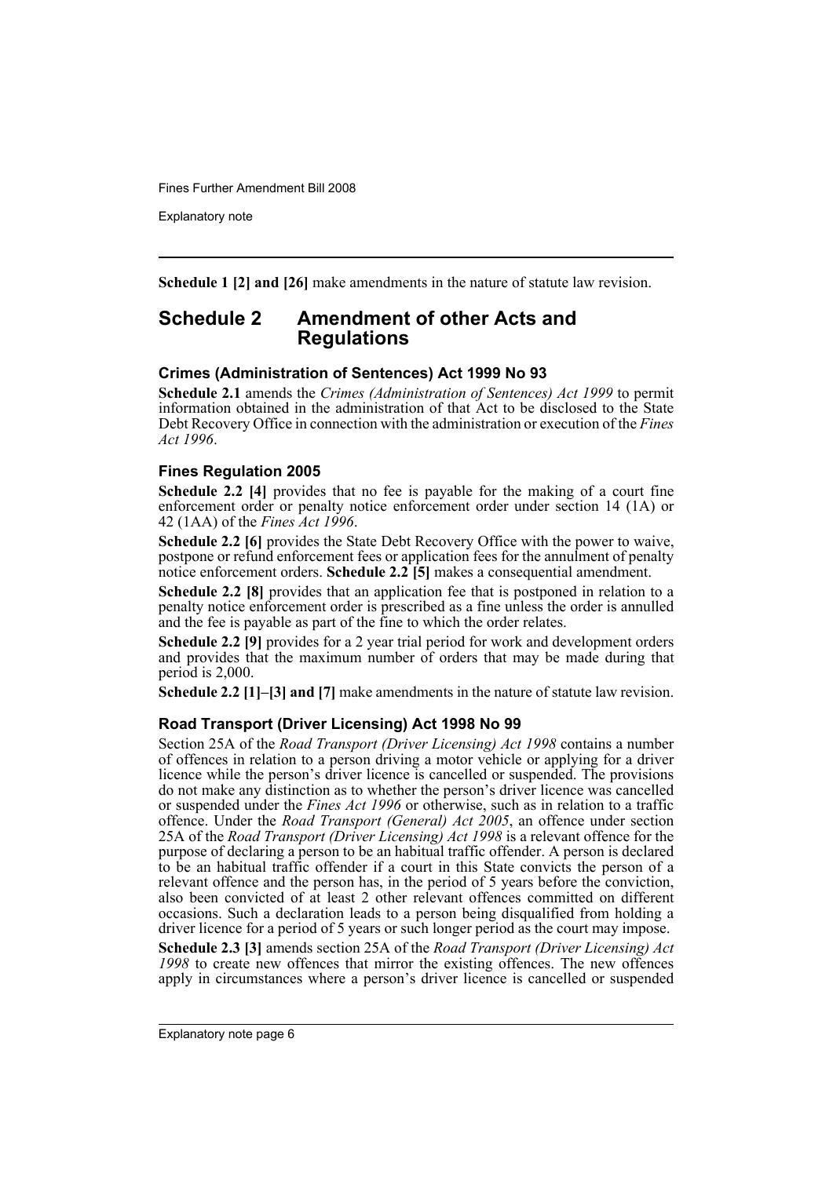**Schedule 1 [2] and [26]** make amendments in the nature of statute law revision.

## Schedule 2 Amendment of other Acts and Regulations

### Crimes (Administration of Sentences) Act 1999 No 93

**Schedule 2.1** amends the *Crimes (Administration of Sentences) Act 1999* to permit information obtained in the administration of that Act to be disclosed to the State Debt Recovery Office in connection with the administration or execution of the *Fines Act 1996*.

### Fines Regulation 2005

**Schedule 2.2 [4]** provides that no fee is payable for the making of a court fine enforcement order or penalty notice enforcement order under section 14 (1A) or 42 (1AA) of the *Fines Act 1996*.

**Schedule 2.2 [6]** provides the State Debt Recovery Office with the power to waive, postpone or refund enforcement fees or application fees for the annulment of penalty notice enforcement orders. **Schedule 2.2 [5]** makes a consequential amendment.

**Schedule 2.2 [8]** provides that an application fee that is postponed in relation to a penalty notice enforcement order is prescribed as a fine unless the order is annulled and the fee is payable as part of the fine to which the order relates.

**Schedule 2.2 [9]** provides for a 2 year trial period for work and development orders and provides that the maximum number of orders that may be made during that period is 2,000.

**Schedule 2.2 [1]–[3] and [7]** make amendments in the nature of statute law revision.

### Road Transport (Driver Licensing) Act 1998 No 99

Section 25A of the *Road Transport (Driver Licensing) Act 1998* contains a number of offences in relation to a person driving a motor vehicle or applying for a driver licence while the person's driver licence is cancelled or suspended. The provisions do not make any distinction as to whether the person's driver licence was cancelled or suspended under the *Fines Act 1996* or otherwise, such as in relation to a traffic offence. Under the *Road Transport (General) Act 2005*, an offence under section 25A of the *Road Transport (Driver Licensing) Act 1998* is a relevant offence for the purpose of declaring a person to be an habitual traffic offender. A person is declared to be an habitual traffic offender if a court in this State convicts the person of a relevant offence and the person has, in the period of 5 years before the conviction, also been convicted of at least 2 other relevant offences committed on different occasions. Such a declaration leads to a person being disqualified from holding a driver licence for a period of 5 years or such longer period as the court may impose.

**Schedule 2.3 [3]** amends section 25A of the *Road Transport (Driver Licensing) Act 1998* to create new offences that mirror the existing offences. The new offences apply in circumstances where a person's driver licence is cancelled or suspended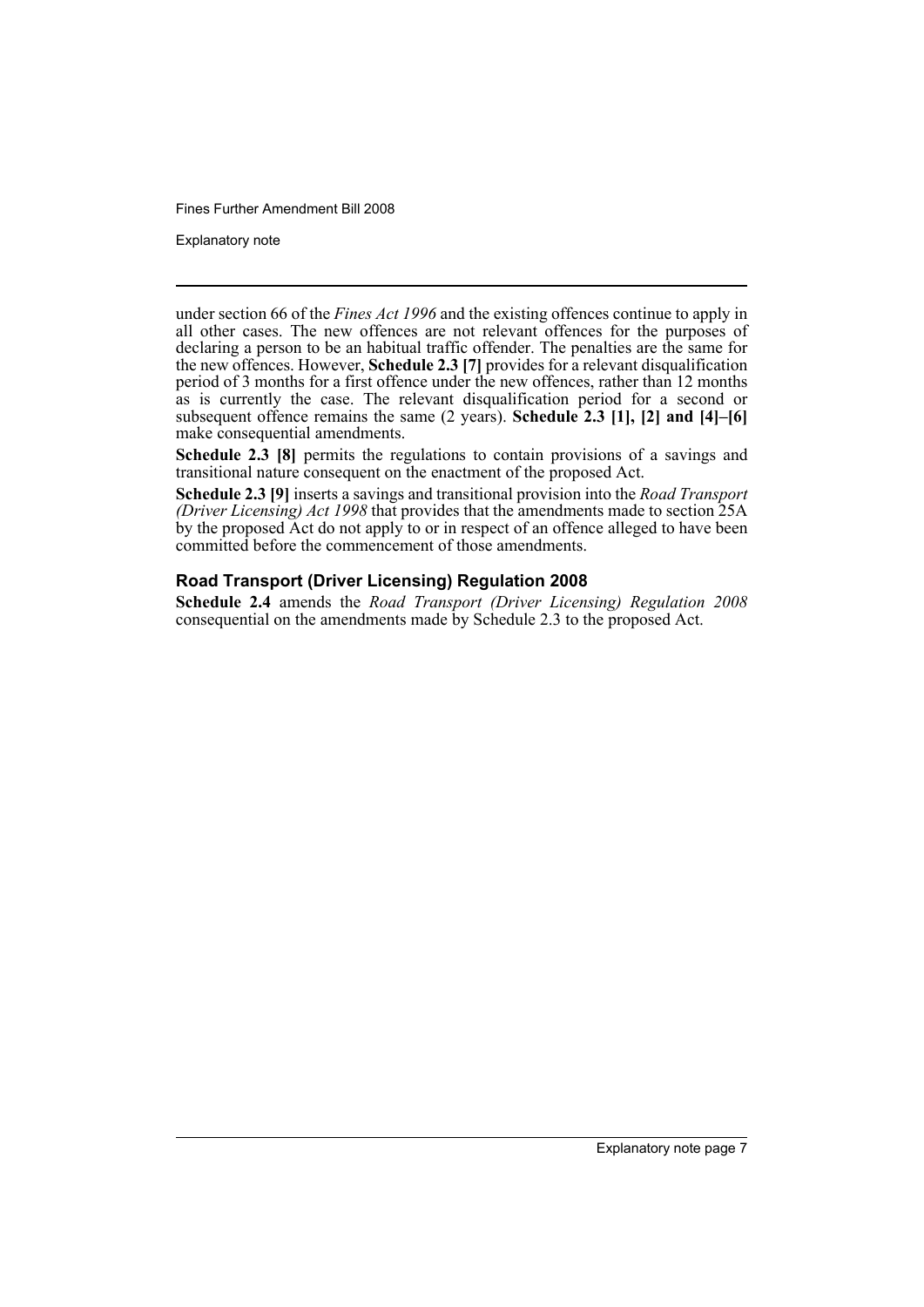under section 66 of the *Fines Act 1996* and the existing offences continue to apply in all other cases. The new offences are not relevant offences for the purposes of declaring a person to be an habitual traffic offender. The penalties are the same for the new offences. However, **Schedule 2.3 [7]** provides for a relevant disqualification period of 3 months for a first offence under the new offences, rather than 12 months as is currently the case. The relevant disqualification period for a second or subsequent offence remains the same (2 years). **Schedule 2.3 [1], [2] and [4]–[6]** make consequential amendments.

**Schedule 2.3 [8]** permits the regulations to contain provisions of a savings and transitional nature consequent on the enactment of the proposed Act.

**Schedule 2.3 [9]** inserts a savings and transitional provision into the *Road Transport (Driver Licensing) Act 1998* that provides that the amendments made to section 25A by the proposed Act do not apply to or in respect of an offence alleged to have been committed before the commencement of those amendments.

### Road Transport (Driver Licensing) Regulation 2008

**Schedule 2.4** amends the *Road Transport (Driver Licensing) Regulation 2008* consequential on the amendments made by Schedule 2.3 to the proposed Act.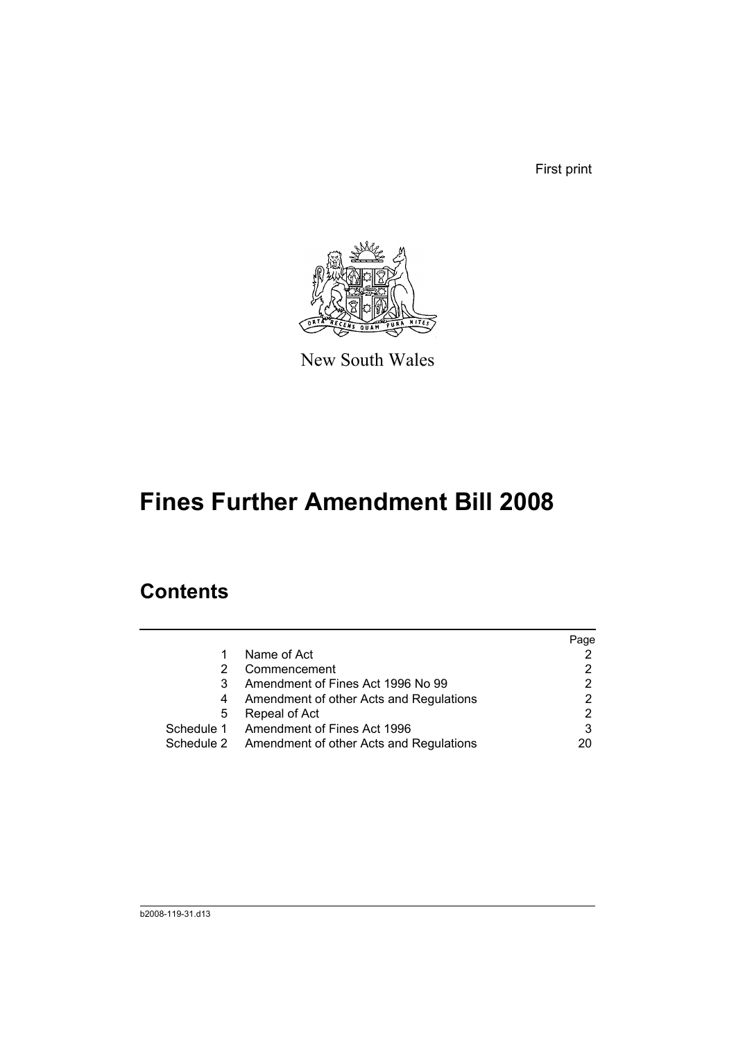First print

New South Wales

# Fines Further Amendment Bill 2008

## Contents

| | | Page |
|---|---|---|
| 1 | Name of Act | 2 |
| 2 | Commencement | 2 |
| 3 | Amendment of Fines Act 1996 No 99 | 2 |
| 4 | Amendment of other Acts and Regulations | 2 |
| 5 | Repeal of Act | 2 |
| Schedule 1 | Amendment of Fines Act 1996 | 3 |
| Schedule 2 | Amendment of other Acts and Regulations | 20 |

b2008-119-31.d13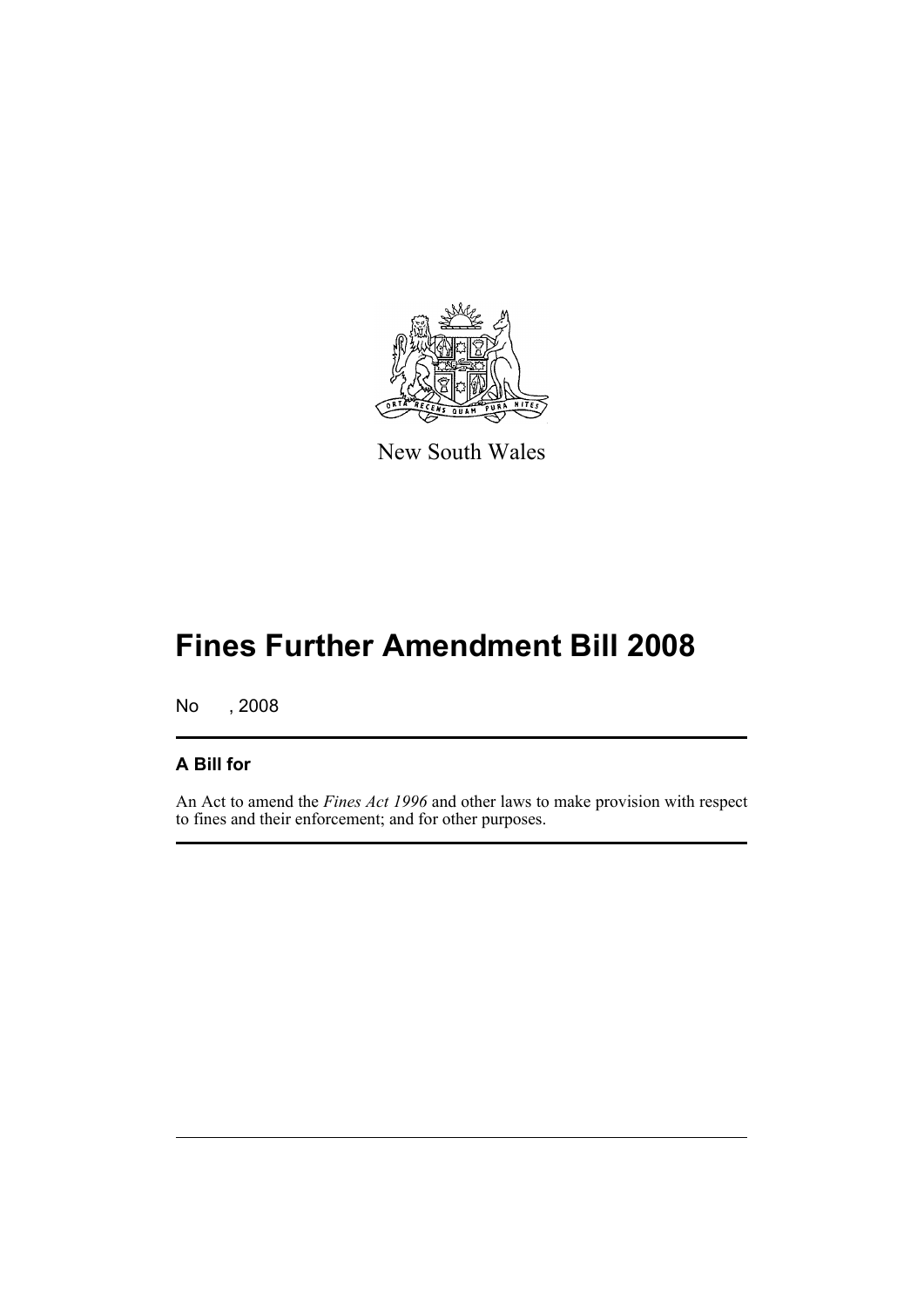New South Wales

# Fines Further Amendment Bill 2008

No , 2008

## A Bill for

An Act to amend the *Fines Act 1996* and other laws to make provision with respect to fines and their enforcement; and for other purposes.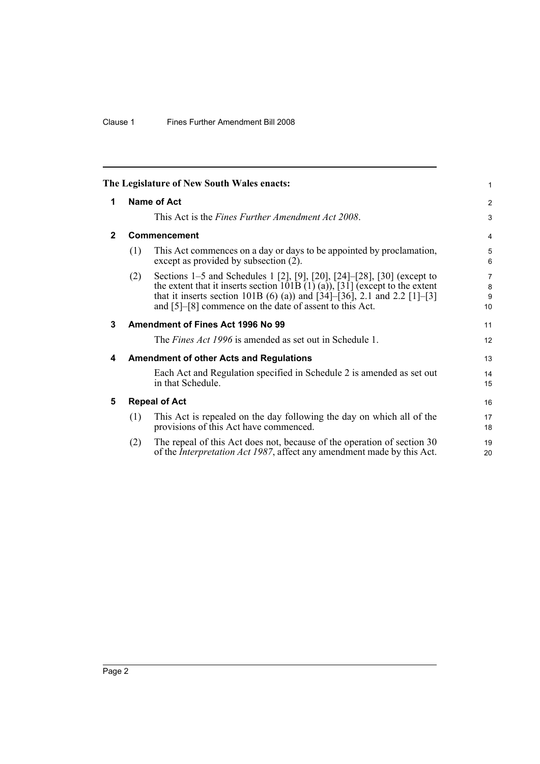The Legislature of New South Wales enacts:

## 1 Name of Act

This Act is the *Fines Further Amendment Act 2008*.

## 2 Commencement

(1) This Act commences on a day or days to be appointed by proclamation, except as provided by subsection (2).

(2) Sections 1–5 and Schedules 1 [2], [9], [20], [24]–[28], [30] (except to the extent that it inserts section 101B (1) (a)), [31] (except to the extent that it inserts section 101B (6) (a)) and [34]–[36], 2.1 and 2.2 [1]–[3] and [5]–[8] commence on the date of assent to this Act.

## 3 Amendment of Fines Act 1996 No 99

The *Fines Act 1996* is amended as set out in Schedule 1.

## 4 Amendment of other Acts and Regulations

Each Act and Regulation specified in Schedule 2 is amended as set out in that Schedule.

## 5 Repeal of Act

(1) This Act is repealed on the day following the day on which all of the provisions of this Act have commenced.

(2) The repeal of this Act does not, because of the operation of section 30 of the *Interpretation Act 1987*, affect any amendment made by this Act.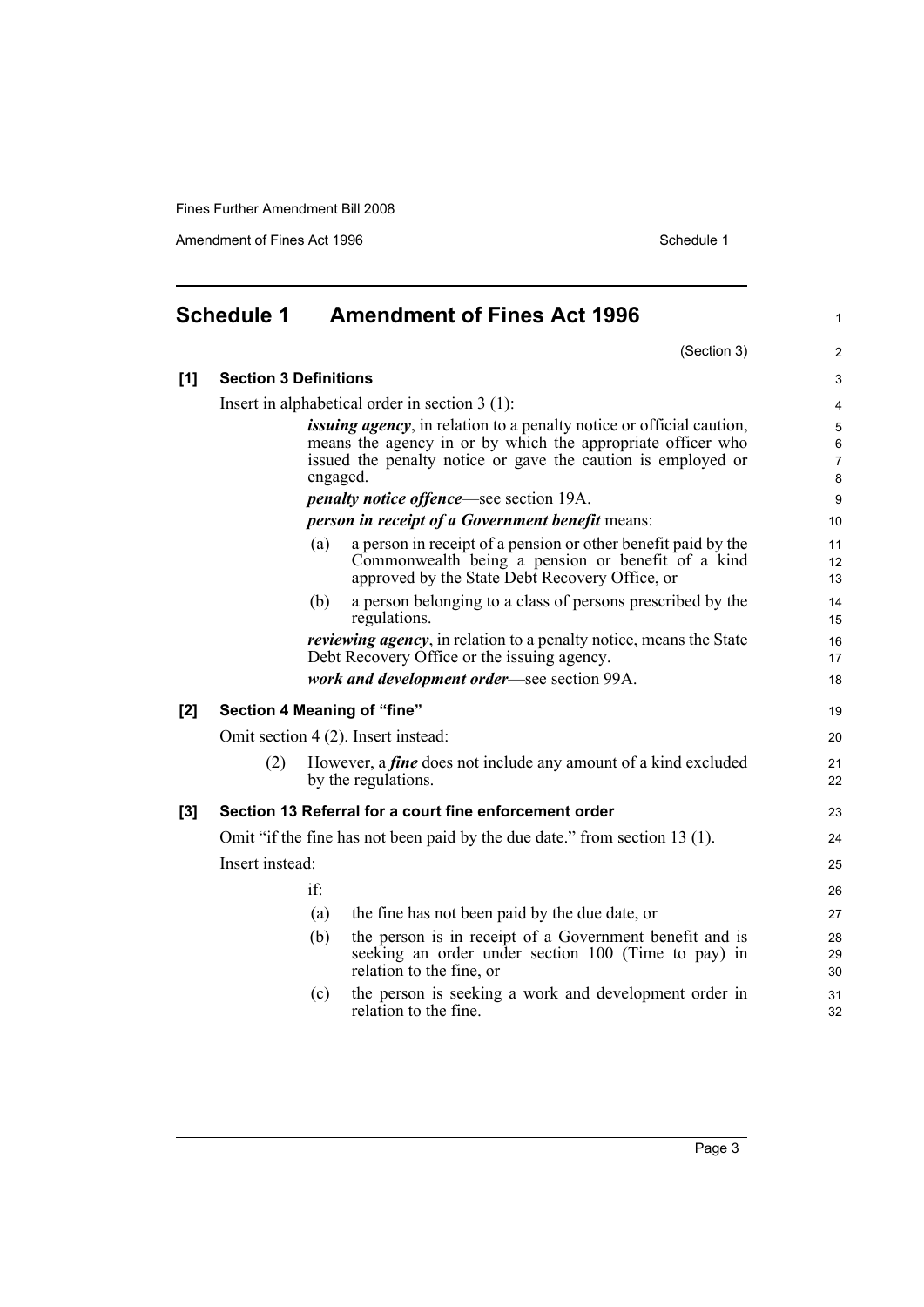# Schedule 1 Amendment of Fines Act 1996

(Section 3)

**[1] Section 3 Definitions**

Insert in alphabetical order in section 3 (1):

> ***issuing agency***, in relation to a penalty notice or official caution, means the agency in or by which the appropriate officer who issued the penalty notice or gave the caution is employed or engaged.
>
> ***penalty notice offence***—see section 19A.
>
> ***person in receipt of a Government benefit*** means:
>
> (a) a person in receipt of a pension or other benefit paid by the Commonwealth being a pension or benefit of a kind approved by the State Debt Recovery Office, or
>
> (b) a person belonging to a class of persons prescribed by the regulations.
>
> ***reviewing agency***, in relation to a penalty notice, means the State Debt Recovery Office or the issuing agency.
>
> ***work and development order***—see section 99A.

**[2] Section 4 Meaning of "fine"**

Omit section 4 (2). Insert instead:

> (2) However, a ***fine*** does not include any amount of a kind excluded by the regulations.

**[3] Section 13 Referral for a court fine enforcement order**

Omit "if the fine has not been paid by the due date." from section 13 (1).

Insert instead:

> if:
>
> (a) the fine has not been paid by the due date, or
>
> (b) the person is in receipt of a Government benefit and is seeking an order under section 100 (Time to pay) in relation to the fine, or
>
> (c) the person is seeking a work and development order in relation to the fine.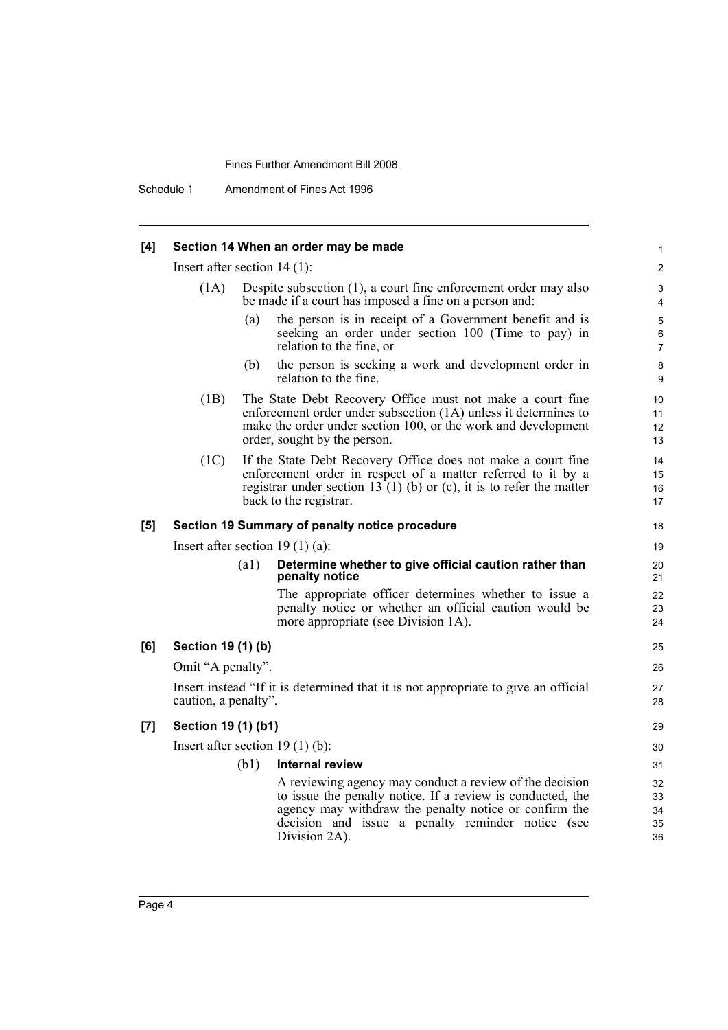### [4] Section 14 When an order may be made

Insert after section 14 (1):

(1A) Despite subsection (1), a court fine enforcement order may also be made if a court has imposed a fine on a person and:

(a) the person is in receipt of a Government benefit and is seeking an order under section 100 (Time to pay) in relation to the fine, or

(b) the person is seeking a work and development order in relation to the fine.

(1B) The State Debt Recovery Office must not make a court fine enforcement order under subsection (1A) unless it determines to make the order under section 100, or the work and development order, sought by the person.

(1C) If the State Debt Recovery Office does not make a court fine enforcement order in respect of a matter referred to it by a registrar under section 13 (1) (b) or (c), it is to refer the matter back to the registrar.

### [5] Section 19 Summary of penalty notice procedure

Insert after section 19 (1) (a):

(a1) **Determine whether to give official caution rather than penalty notice**

The appropriate officer determines whether to issue a penalty notice or whether an official caution would be more appropriate (see Division 1A).

### [6] Section 19 (1) (b)

Omit "A penalty".

Insert instead "If it is determined that it is not appropriate to give an official caution, a penalty".

### [7] Section 19 (1) (b1)

Insert after section 19 (1) (b):

(b1) **Internal review**

A reviewing agency may conduct a review of the decision to issue the penalty notice. If a review is conducted, the agency may withdraw the penalty notice or confirm the decision and issue a penalty reminder notice (see Division 2A).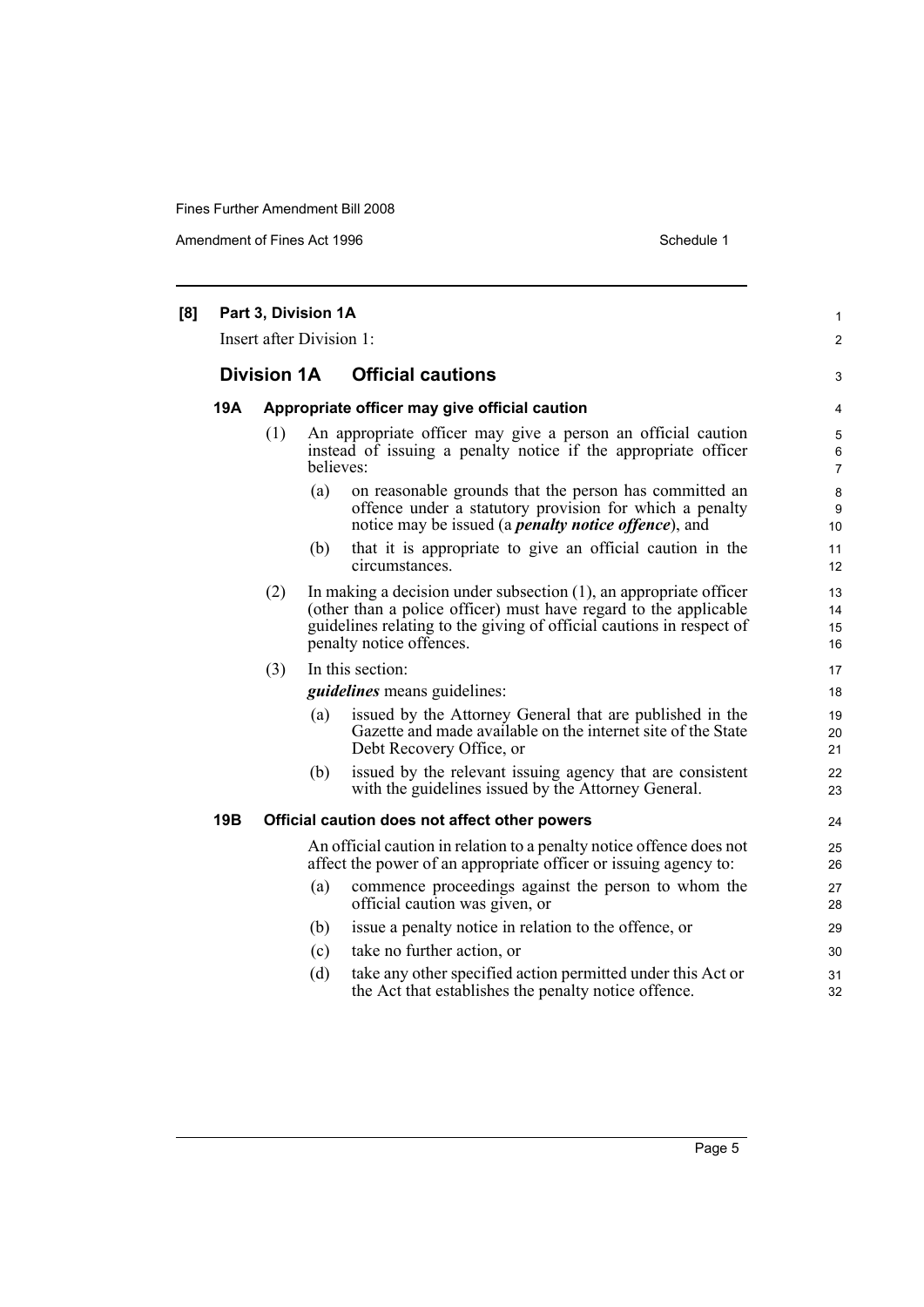**[8] Part 3, Division 1A**

Insert after Division 1:

## Division 1A Official cautions

### 19A Appropriate officer may give official caution

(1) An appropriate officer may give a person an official caution instead of issuing a penalty notice if the appropriate officer believes:

(a) on reasonable grounds that the person has committed an offence under a statutory provision for which a penalty notice may be issued (a ***penalty notice offence***), and

(b) that it is appropriate to give an official caution in the circumstances.

(2) In making a decision under subsection (1), an appropriate officer (other than a police officer) must have regard to the applicable guidelines relating to the giving of official cautions in respect of penalty notice offences.

(3) In this section:

***guidelines*** means guidelines:

(a) issued by the Attorney General that are published in the Gazette and made available on the internet site of the State Debt Recovery Office, or

(b) issued by the relevant issuing agency that are consistent with the guidelines issued by the Attorney General.

### 19B Official caution does not affect other powers

An official caution in relation to a penalty notice offence does not affect the power of an appropriate officer or issuing agency to:

(a) commence proceedings against the person to whom the official caution was given, or

(b) issue a penalty notice in relation to the offence, or

(c) take no further action, or

(d) take any other specified action permitted under this Act or the Act that establishes the penalty notice offence.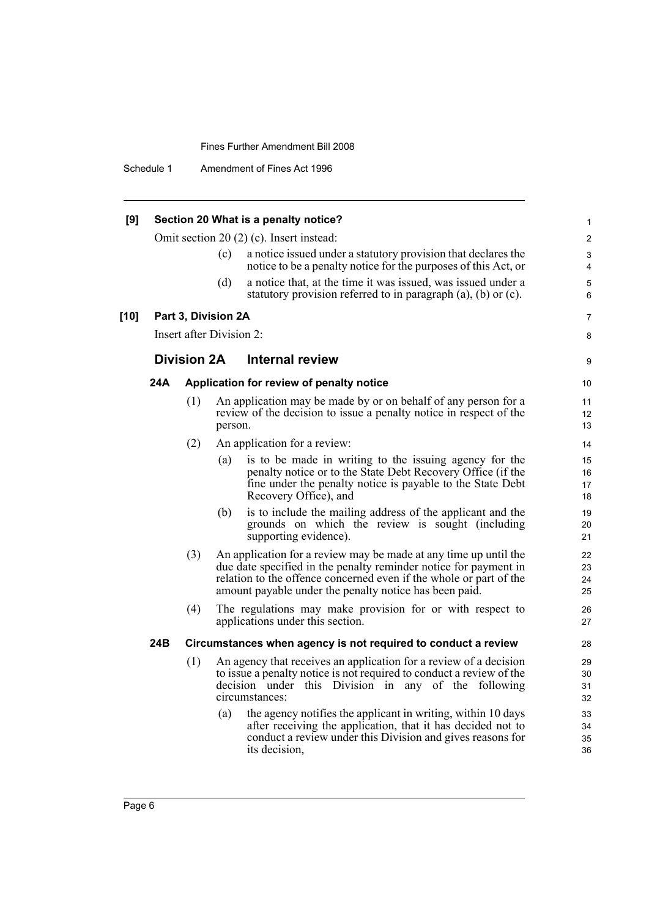**[9] Section 20 What is a penalty notice?**

Omit section 20 (2) (c). Insert instead:

(c) a notice issued under a statutory provision that declares the notice to be a penalty notice for the purposes of this Act, or

(d) a notice that, at the time it was issued, was issued under a statutory provision referred to in paragraph (a), (b) or (c).

**[10] Part 3, Division 2A**

Insert after Division 2:

## Division 2A Internal review

### 24A Application for review of penalty notice

(1) An application may be made by or on behalf of any person for a review of the decision to issue a penalty notice in respect of the person.

(2) An application for a review:

(a) is to be made in writing to the issuing agency for the penalty notice or to the State Debt Recovery Office (if the fine under the penalty notice is payable to the State Debt Recovery Office), and

(b) is to include the mailing address of the applicant and the grounds on which the review is sought (including supporting evidence).

(3) An application for a review may be made at any time up until the due date specified in the penalty reminder notice for payment in relation to the offence concerned even if the whole or part of the amount payable under the penalty notice has been paid.

(4) The regulations may make provision for or with respect to applications under this section.

### 24B Circumstances when agency is not required to conduct a review

(1) An agency that receives an application for a review of a decision to issue a penalty notice is not required to conduct a review of the decision under this Division in any of the following circumstances:

(a) the agency notifies the applicant in writing, within 10 days after receiving the application, that it has decided not to conduct a review under this Division and gives reasons for its decision,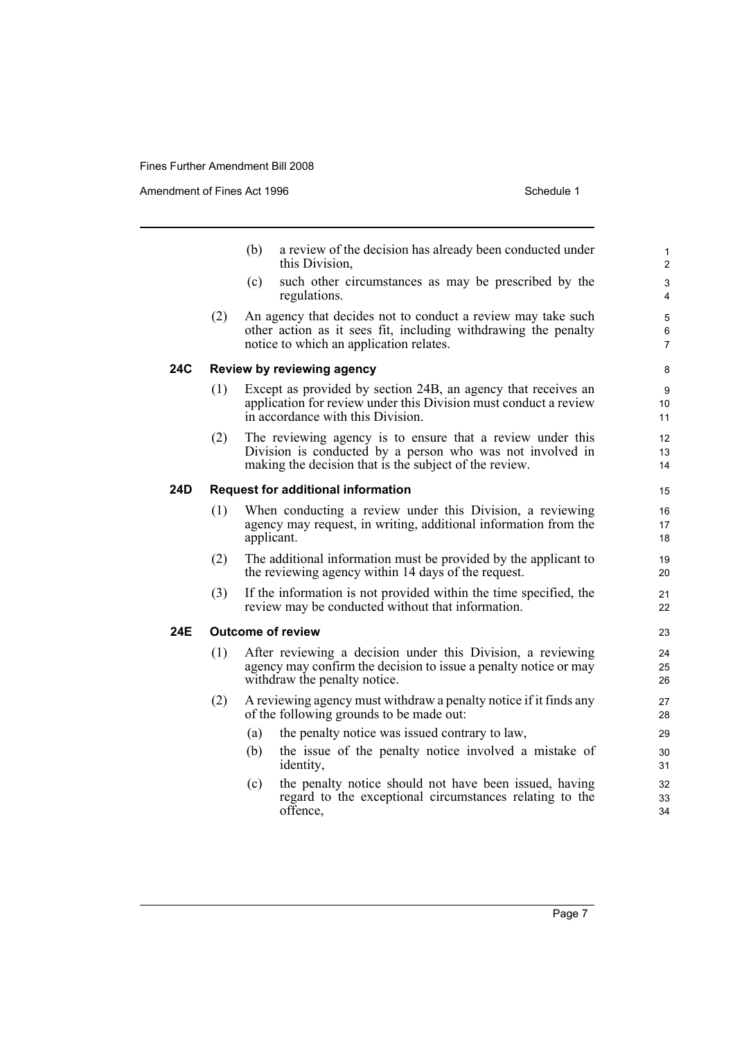(b) a review of the decision has already been conducted under this Division,

(c) such other circumstances as may be prescribed by the regulations.

(2) An agency that decides not to conduct a review may take such other action as it sees fit, including withdrawing the penalty notice to which an application relates.

### 24C Review by reviewing agency

(1) Except as provided by section 24B, an agency that receives an application for review under this Division must conduct a review in accordance with this Division.

(2) The reviewing agency is to ensure that a review under this Division is conducted by a person who was not involved in making the decision that is the subject of the review.

### 24D Request for additional information

(1) When conducting a review under this Division, a reviewing agency may request, in writing, additional information from the applicant.

(2) The additional information must be provided by the applicant to the reviewing agency within 14 days of the request.

(3) If the information is not provided within the time specified, the review may be conducted without that information.

### 24E Outcome of review

(1) After reviewing a decision under this Division, a reviewing agency may confirm the decision to issue a penalty notice or may withdraw the penalty notice.

(2) A reviewing agency must withdraw a penalty notice if it finds any of the following grounds to be made out:

(a) the penalty notice was issued contrary to law,

(b) the issue of the penalty notice involved a mistake of identity,

(c) the penalty notice should not have been issued, having regard to the exceptional circumstances relating to the offence,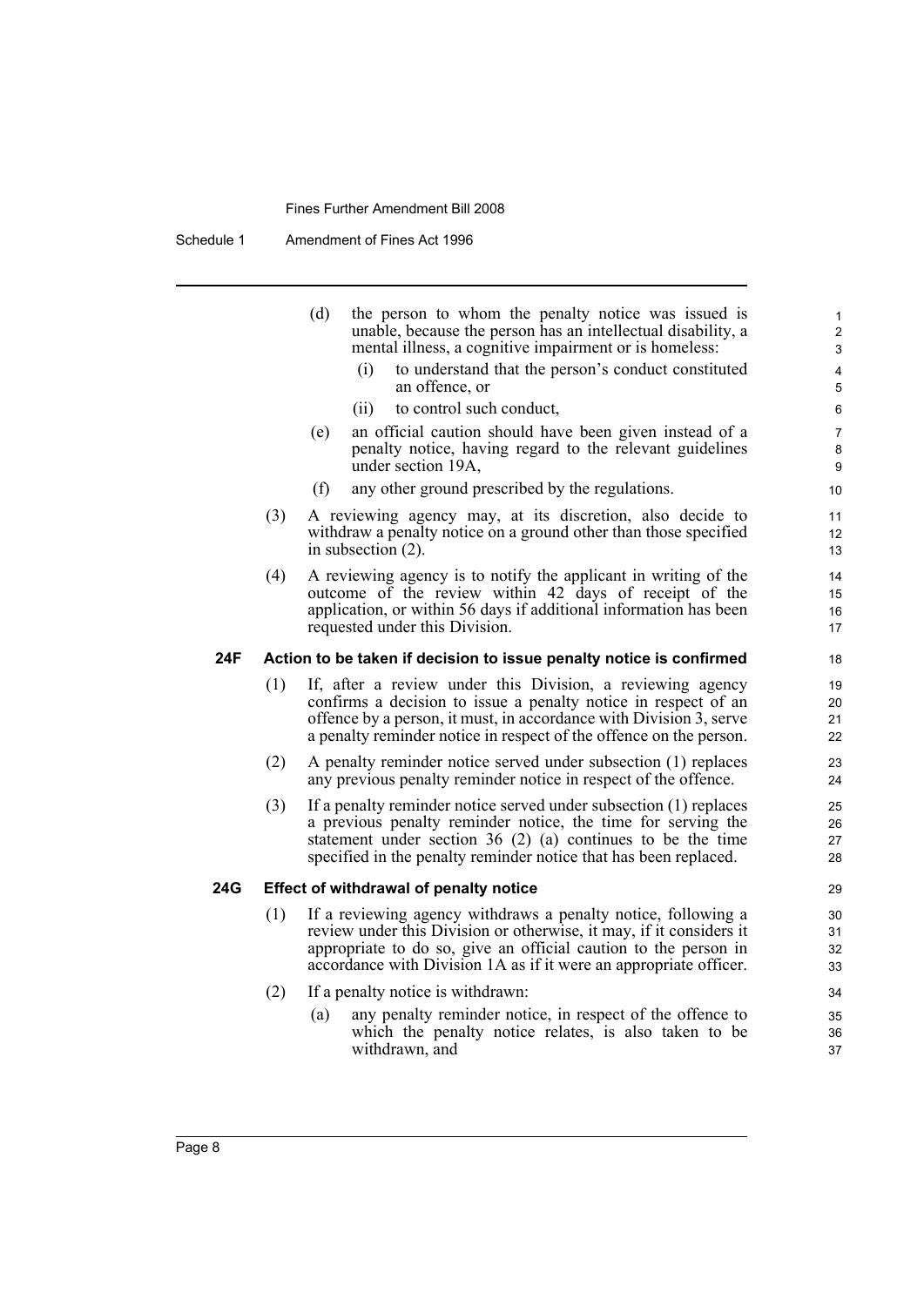(d) the person to whom the penalty notice was issued is unable, because the person has an intellectual disability, a mental illness, a cognitive impairment or is homeless:

(i) to understand that the person's conduct constituted an offence, or

(ii) to control such conduct,

(e) an official caution should have been given instead of a penalty notice, having regard to the relevant guidelines under section 19A,

(f) any other ground prescribed by the regulations.

(3) A reviewing agency may, at its discretion, also decide to withdraw a penalty notice on a ground other than those specified in subsection (2).

(4) A reviewing agency is to notify the applicant in writing of the outcome of the review within 42 days of receipt of the application, or within 56 days if additional information has been requested under this Division.

**24F Action to be taken if decision to issue penalty notice is confirmed**

(1) If, after a review under this Division, a reviewing agency confirms a decision to issue a penalty notice in respect of an offence by a person, it must, in accordance with Division 3, serve a penalty reminder notice in respect of the offence on the person.

(2) A penalty reminder notice served under subsection (1) replaces any previous penalty reminder notice in respect of the offence.

(3) If a penalty reminder notice served under subsection (1) replaces a previous penalty reminder notice, the time for serving the statement under section 36 (2) (a) continues to be the time specified in the penalty reminder notice that has been replaced.

**24G Effect of withdrawal of penalty notice**

(1) If a reviewing agency withdraws a penalty notice, following a review under this Division or otherwise, it may, if it considers it appropriate to do so, give an official caution to the person in accordance with Division 1A as if it were an appropriate officer.

(2) If a penalty notice is withdrawn:

(a) any penalty reminder notice, in respect of the offence to which the penalty notice relates, is also taken to be withdrawn, and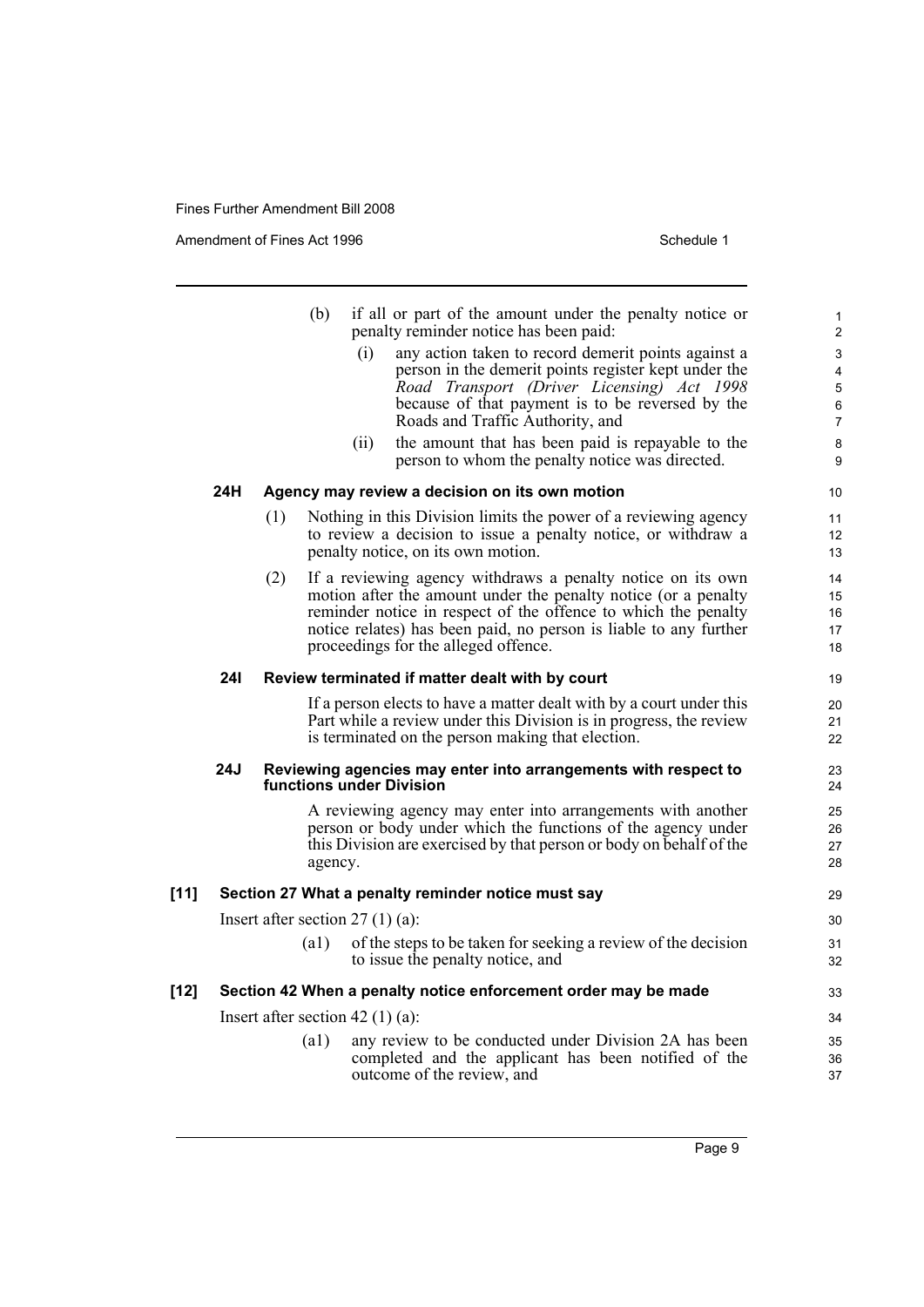(b) if all or part of the amount under the penalty notice or penalty reminder notice has been paid:

(i) any action taken to record demerit points against a person in the demerit points register kept under the *Road Transport (Driver Licensing) Act 1998* because of that payment is to be reversed by the Roads and Traffic Authority, and

(ii) the amount that has been paid is repayable to the person to whom the penalty notice was directed.

**24H Agency may review a decision on its own motion**

(1) Nothing in this Division limits the power of a reviewing agency to review a decision to issue a penalty notice, or withdraw a penalty notice, on its own motion.

(2) If a reviewing agency withdraws a penalty notice on its own motion after the amount under the penalty notice (or a penalty reminder notice in respect of the offence to which the penalty notice relates) has been paid, no person is liable to any further proceedings for the alleged offence.

**24I Review terminated if matter dealt with by court**

If a person elects to have a matter dealt with by a court under this Part while a review under this Division is in progress, the review is terminated on the person making that election.

**24J Reviewing agencies may enter into arrangements with respect to functions under Division**

A reviewing agency may enter into arrangements with another person or body under which the functions of the agency under this Division are exercised by that person or body on behalf of the agency.

**[11] Section 27 What a penalty reminder notice must say**

Insert after section 27 (1) (a):

(a1) of the steps to be taken for seeking a review of the decision to issue the penalty notice, and

**[12] Section 42 When a penalty notice enforcement order may be made**

Insert after section 42 (1) (a):

(a1) any review to be conducted under Division 2A has been completed and the applicant has been notified of the outcome of the review, and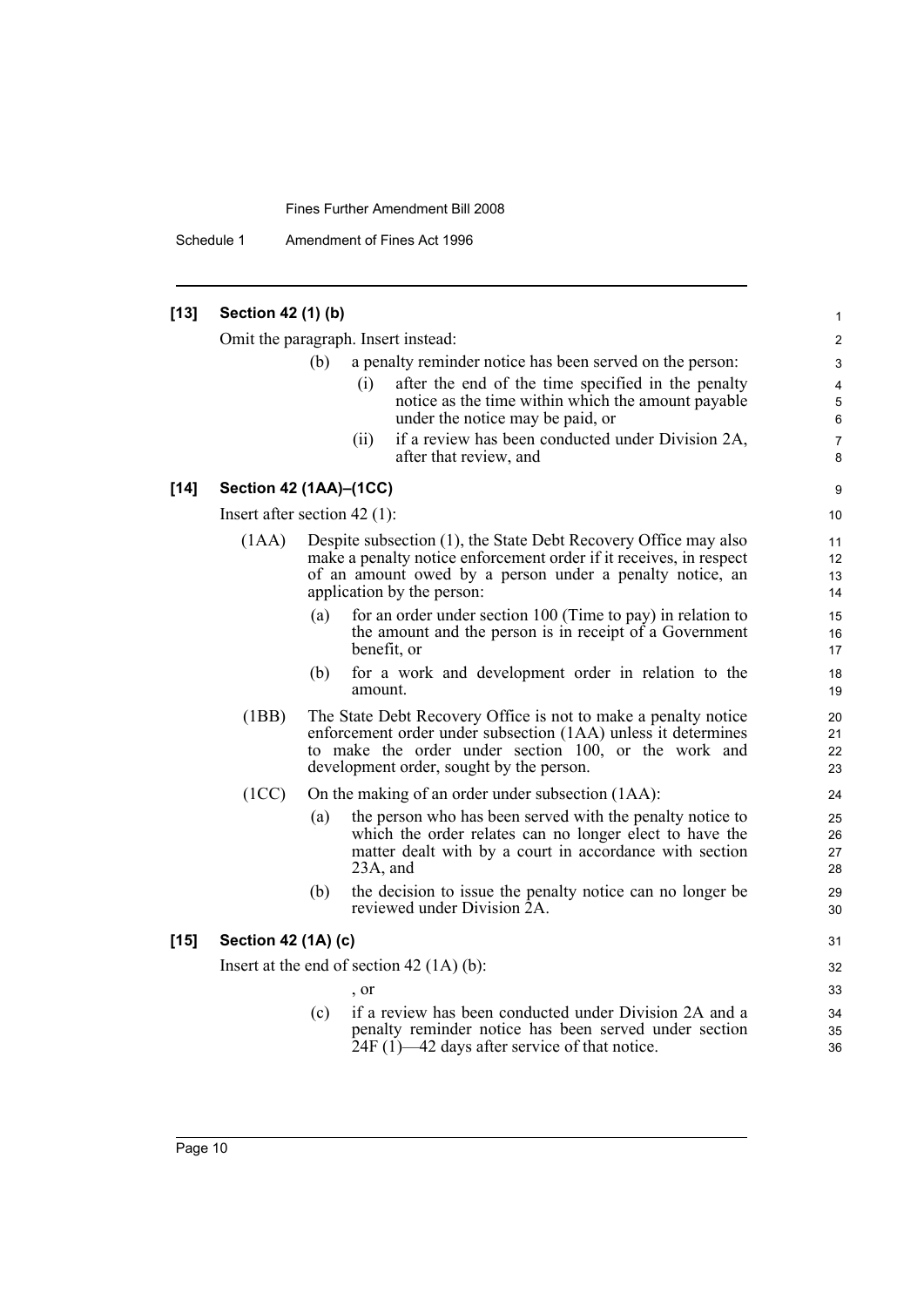### [13] Section 42 (1) (b)

Omit the paragraph. Insert instead:

(b) a penalty reminder notice has been served on the person:

(i) after the end of the time specified in the penalty notice as the time within which the amount payable under the notice may be paid, or

(ii) if a review has been conducted under Division 2A, after that review, and

### [14] Section 42 (1AA)–(1CC)

Insert after section 42 (1):

(1AA) Despite subsection (1), the State Debt Recovery Office may also make a penalty notice enforcement order if it receives, in respect of an amount owed by a person under a penalty notice, an application by the person:

(a) for an order under section 100 (Time to pay) in relation to the amount and the person is in receipt of a Government benefit, or

(b) for a work and development order in relation to the amount.

(1BB) The State Debt Recovery Office is not to make a penalty notice enforcement order under subsection (1AA) unless it determines to make the order under section 100, or the work and development order, sought by the person.

(1CC) On the making of an order under subsection (1AA):

(a) the person who has been served with the penalty notice to which the order relates can no longer elect to have the matter dealt with by a court in accordance with section 23A, and

(b) the decision to issue the penalty notice can no longer be reviewed under Division 2A.

### [15] Section 42 (1A) (c)

Insert at the end of section 42 (1A) (b):

, or

(c) if a review has been conducted under Division 2A and a penalty reminder notice has been served under section 24F (1)—42 days after service of that notice.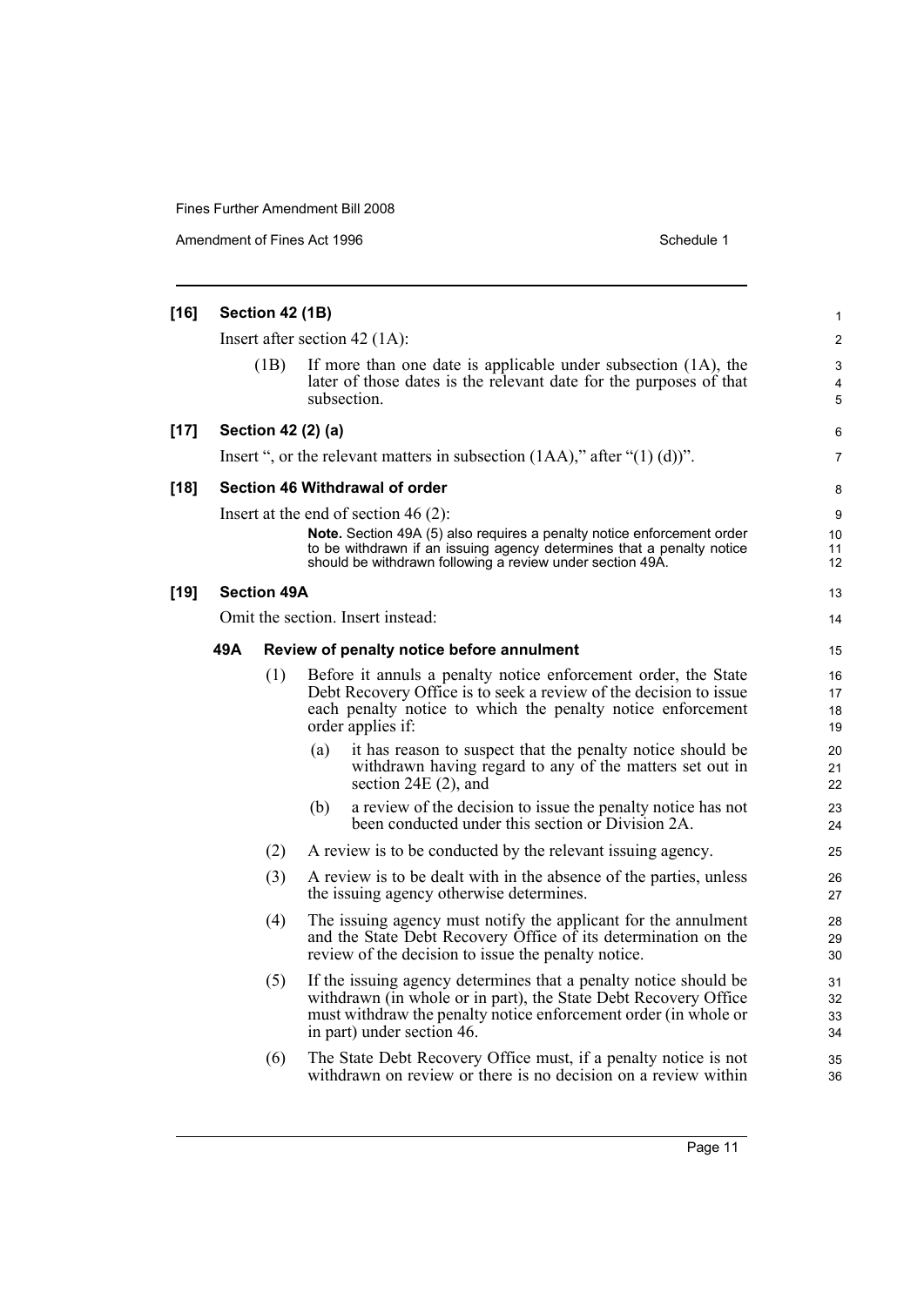**[16] Section 42 (1B)**

Insert after section 42 (1A):

(1B) If more than one date is applicable under subsection (1A), the later of those dates is the relevant date for the purposes of that subsection.

**[17] Section 42 (2) (a)**

Insert ", or the relevant matters in subsection (1AA)," after "(1) (d))".

**[18] Section 46 Withdrawal of order**

Insert at the end of section 46 (2):

**Note.** Section 49A (5) also requires a penalty notice enforcement order to be withdrawn if an issuing agency determines that a penalty notice should be withdrawn following a review under section 49A.

**[19] Section 49A**

Omit the section. Insert instead:

**49A Review of penalty notice before annulment**

(1) Before it annuls a penalty notice enforcement order, the State Debt Recovery Office is to seek a review of the decision to issue each penalty notice to which the penalty notice enforcement order applies if:

(a) it has reason to suspect that the penalty notice should be withdrawn having regard to any of the matters set out in section 24E (2), and

(b) a review of the decision to issue the penalty notice has not been conducted under this section or Division 2A.

(2) A review is to be conducted by the relevant issuing agency.

(3) A review is to be dealt with in the absence of the parties, unless the issuing agency otherwise determines.

(4) The issuing agency must notify the applicant for the annulment and the State Debt Recovery Office of its determination on the review of the decision to issue the penalty notice.

(5) If the issuing agency determines that a penalty notice should be withdrawn (in whole or in part), the State Debt Recovery Office must withdraw the penalty notice enforcement order (in whole or in part) under section 46.

(6) The State Debt Recovery Office must, if a penalty notice is not withdrawn on review or there is no decision on a review within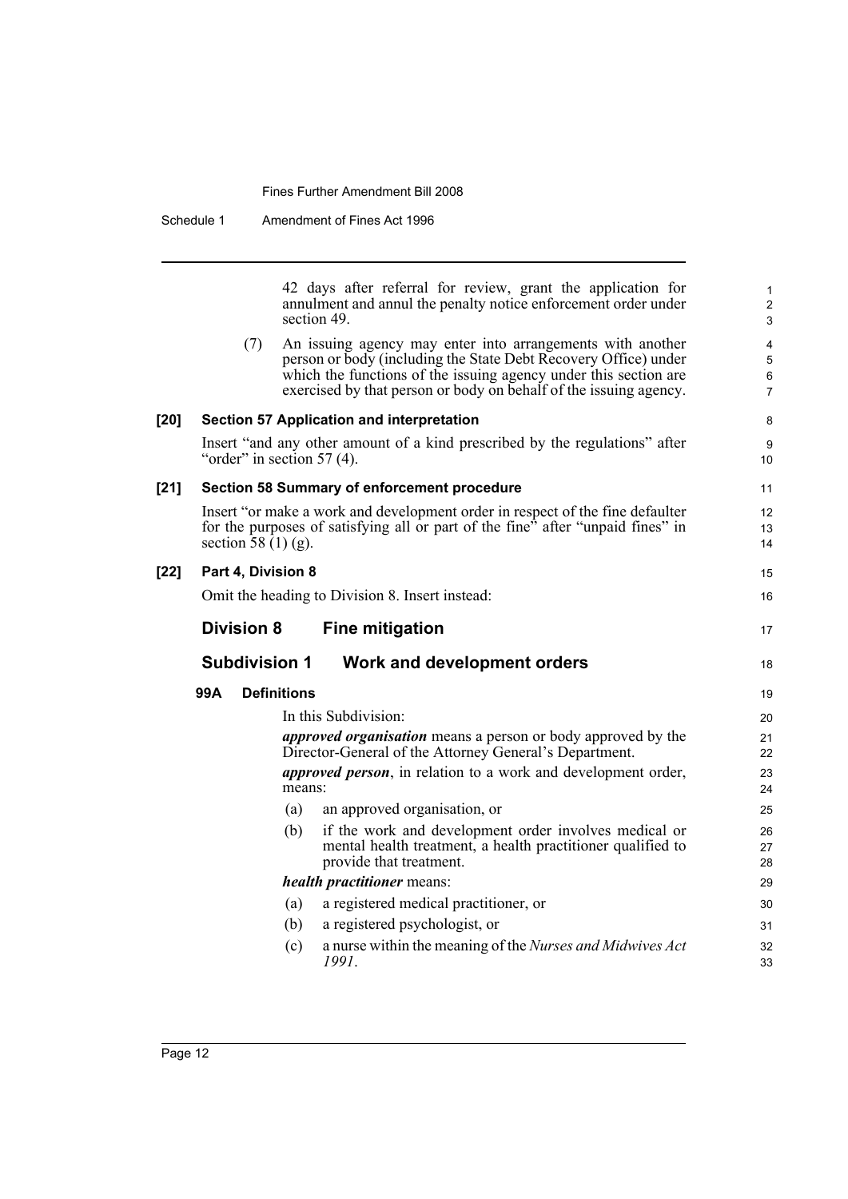42 days after referral for review, grant the application for annulment and annul the penalty notice enforcement order under section 49.

(7) An issuing agency may enter into arrangements with another person or body (including the State Debt Recovery Office) under which the functions of the issuing agency under this section are exercised by that person or body on behalf of the issuing agency.

**[20] Section 57 Application and interpretation**

Insert "and any other amount of a kind prescribed by the regulations" after "order" in section 57 (4).

**[21] Section 58 Summary of enforcement procedure**

Insert "or make a work and development order in respect of the fine defaulter for the purposes of satisfying all or part of the fine" after "unpaid fines" in section 58 (1) (g).

**[22] Part 4, Division 8**

Omit the heading to Division 8. Insert instead:

## Division 8 Fine mitigation

### Subdivision 1 Work and development orders

**99A Definitions**

In this Subdivision:

***approved organisation*** means a person or body approved by the Director-General of the Attorney General's Department.

***approved person***, in relation to a work and development order, means:

(a) an approved organisation, or

(b) if the work and development order involves medical or mental health treatment, a health practitioner qualified to provide that treatment.

***health practitioner*** means:

(a) a registered medical practitioner, or

(b) a registered psychologist, or

(c) a nurse within the meaning of the *Nurses and Midwives Act 1991*.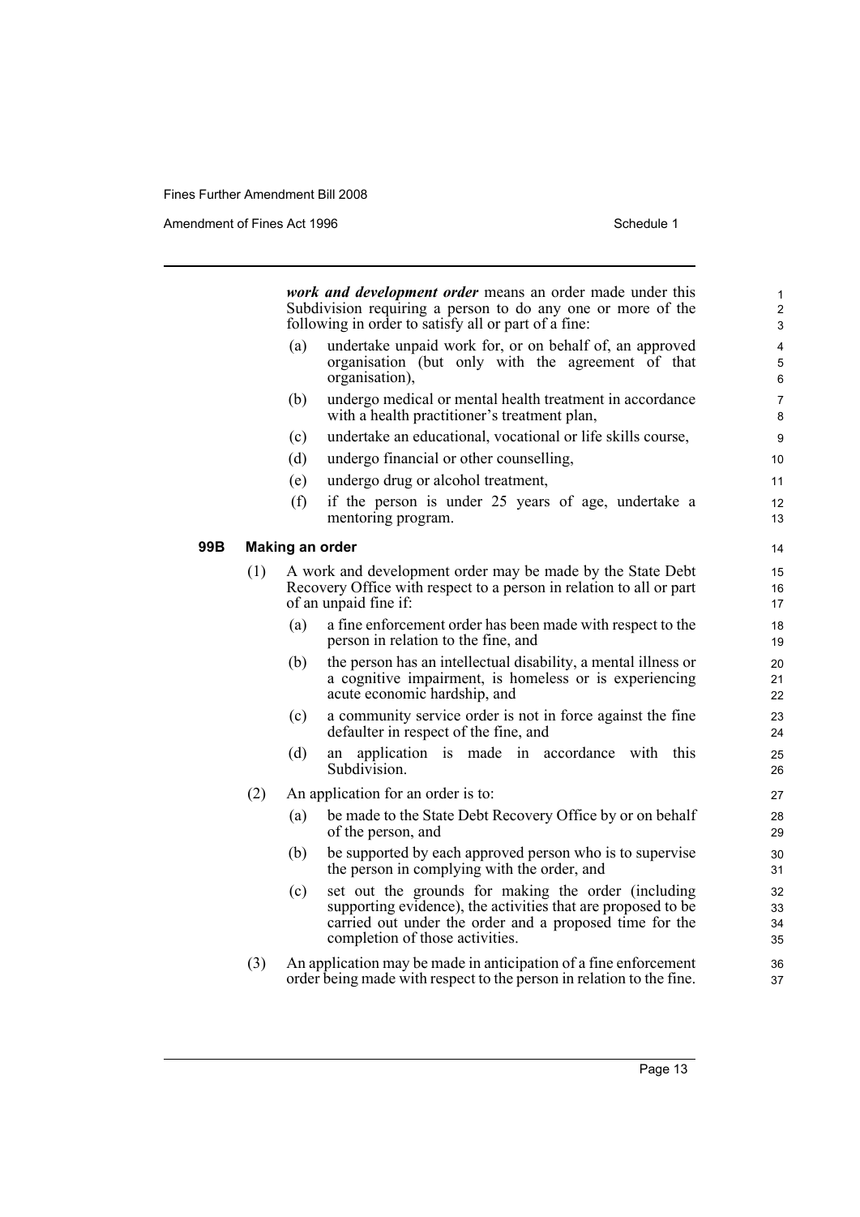***work and development order*** means an order made under this Subdivision requiring a person to do any one or more of the following in order to satisfy all or part of a fine:

(a) undertake unpaid work for, or on behalf of, an approved organisation (but only with the agreement of that organisation),

(b) undergo medical or mental health treatment in accordance with a health practitioner's treatment plan,

(c) undertake an educational, vocational or life skills course,

(d) undergo financial or other counselling,

(e) undergo drug or alcohol treatment,

(f) if the person is under 25 years of age, undertake a mentoring program.

### 99B Making an order

(1) A work and development order may be made by the State Debt Recovery Office with respect to a person in relation to all or part of an unpaid fine if:

(a) a fine enforcement order has been made with respect to the person in relation to the fine, and

(b) the person has an intellectual disability, a mental illness or a cognitive impairment, is homeless or is experiencing acute economic hardship, and

(c) a community service order is not in force against the fine defaulter in respect of the fine, and

(d) an application is made in accordance with this Subdivision.

(2) An application for an order is to:

(a) be made to the State Debt Recovery Office by or on behalf of the person, and

(b) be supported by each approved person who is to supervise the person in complying with the order, and

(c) set out the grounds for making the order (including supporting evidence), the activities that are proposed to be carried out under the order and a proposed time for the completion of those activities.

(3) An application may be made in anticipation of a fine enforcement order being made with respect to the person in relation to the fine.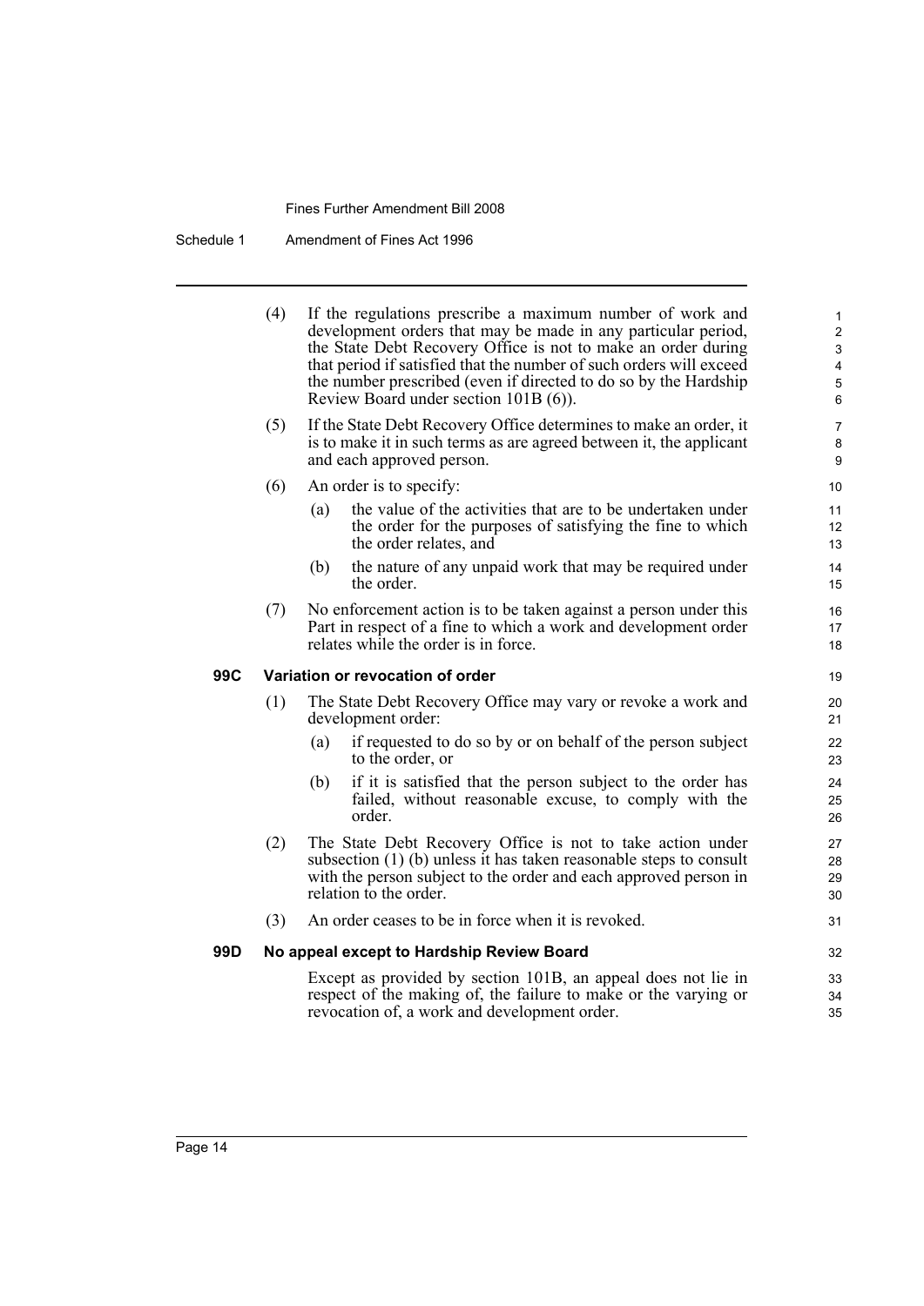(4) If the regulations prescribe a maximum number of work and development orders that may be made in any particular period, the State Debt Recovery Office is not to make an order during that period if satisfied that the number of such orders will exceed the number prescribed (even if directed to do so by the Hardship Review Board under section 101B (6)).

(5) If the State Debt Recovery Office determines to make an order, it is to make it in such terms as are agreed between it, the applicant and each approved person.

(6) An order is to specify:

(a) the value of the activities that are to be undertaken under the order for the purposes of satisfying the fine to which the order relates, and

(b) the nature of any unpaid work that may be required under the order.

(7) No enforcement action is to be taken against a person under this Part in respect of a fine to which a work and development order relates while the order is in force.

**99C Variation or revocation of order**

(1) The State Debt Recovery Office may vary or revoke a work and development order:

(a) if requested to do so by or on behalf of the person subject to the order, or

(b) if it is satisfied that the person subject to the order has failed, without reasonable excuse, to comply with the order.

(2) The State Debt Recovery Office is not to take action under subsection (1) (b) unless it has taken reasonable steps to consult with the person subject to the order and each approved person in relation to the order.

(3) An order ceases to be in force when it is revoked.

**99D No appeal except to Hardship Review Board**

Except as provided by section 101B, an appeal does not lie in respect of the making of, the failure to make or the varying or revocation of, a work and development order.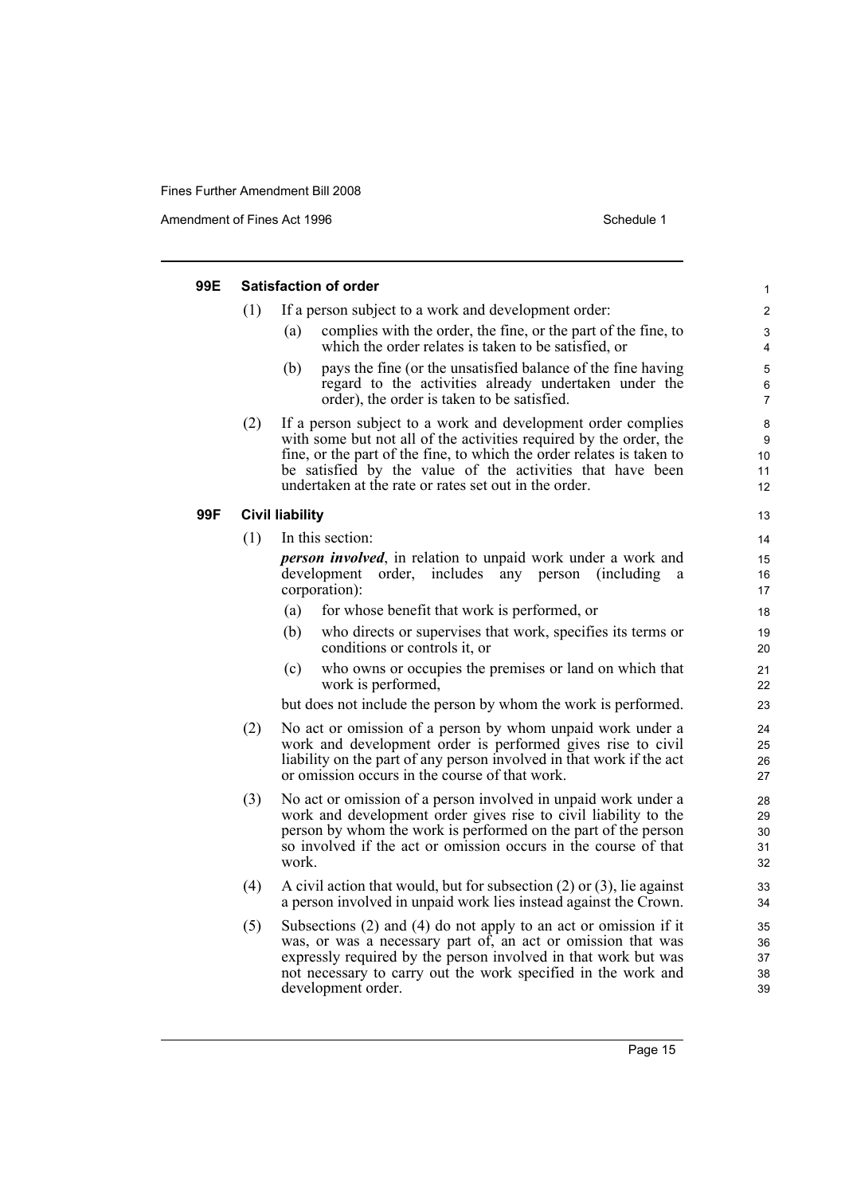### 99E Satisfaction of order

(1) If a person subject to a work and development order:

(a) complies with the order, the fine, or the part of the fine, to which the order relates is taken to be satisfied, or

(b) pays the fine (or the unsatisfied balance of the fine having regard to the activities already undertaken under the order), the order is taken to be satisfied.

(2) If a person subject to a work and development order complies with some but not all of the activities required by the order, the fine, or the part of the fine, to which the order relates is taken to be satisfied by the value of the activities that have been undertaken at the rate or rates set out in the order.

### 99F Civil liability

(1) In this section:

***person involved***, in relation to unpaid work under a work and development order, includes any person (including a corporation):

(a) for whose benefit that work is performed, or

(b) who directs or supervises that work, specifies its terms or conditions or controls it, or

(c) who owns or occupies the premises or land on which that work is performed,

but does not include the person by whom the work is performed.

(2) No act or omission of a person by whom unpaid work under a work and development order is performed gives rise to civil liability on the part of any person involved in that work if the act or omission occurs in the course of that work.

(3) No act or omission of a person involved in unpaid work under a work and development order gives rise to civil liability to the person by whom the work is performed on the part of the person so involved if the act or omission occurs in the course of that work.

(4) A civil action that would, but for subsection (2) or (3), lie against a person involved in unpaid work lies instead against the Crown.

(5) Subsections (2) and (4) do not apply to an act or omission if it was, or was a necessary part of, an act or omission that was expressly required by the person involved in that work but was not necessary to carry out the work specified in the work and development order.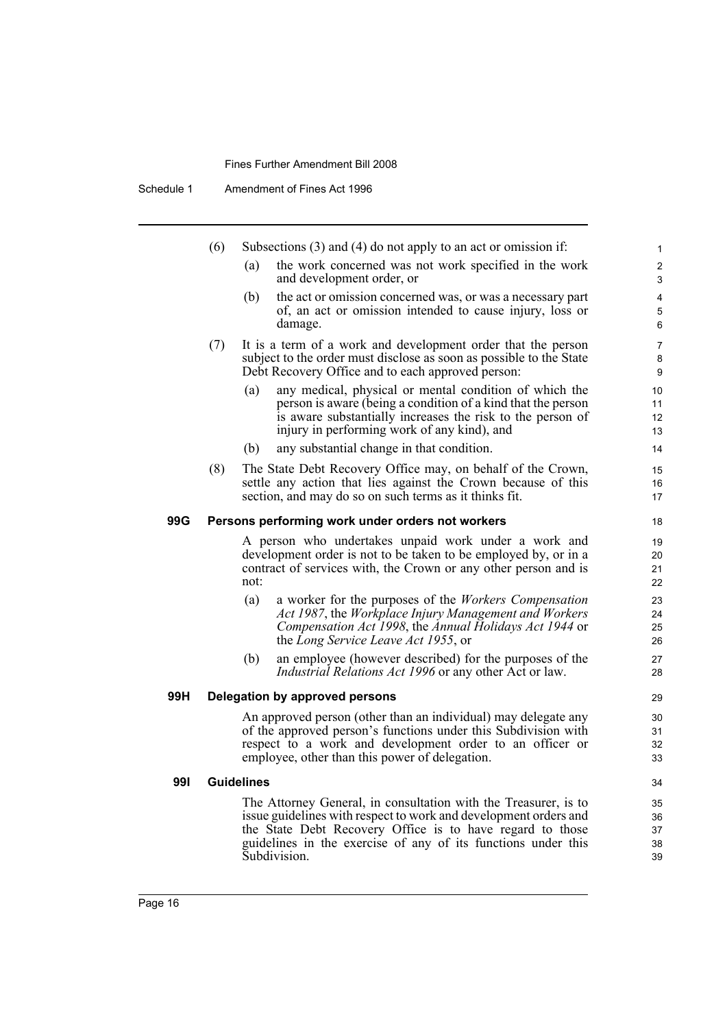(6) Subsections (3) and (4) do not apply to an act or omission if:

- (a) the work concerned was not work specified in the work and development order, or
- (b) the act or omission concerned was, or was a necessary part of, an act or omission intended to cause injury, loss or damage.

(7) It is a term of a work and development order that the person subject to the order must disclose as soon as possible to the State Debt Recovery Office and to each approved person:

- (a) any medical, physical or mental condition of which the person is aware (being a condition of a kind that the person is aware substantially increases the risk to the person of injury in performing work of any kind), and
- (b) any substantial change in that condition.

(8) The State Debt Recovery Office may, on behalf of the Crown, settle any action that lies against the Crown because of this section, and may do so on such terms as it thinks fit.

### 99G Persons performing work under orders not workers

A person who undertakes unpaid work under a work and development order is not to be taken to be employed by, or in a contract of services with, the Crown or any other person and is not:

- (a) a worker for the purposes of the *Workers Compensation Act 1987*, the *Workplace Injury Management and Workers Compensation Act 1998*, the *Annual Holidays Act 1944* or the *Long Service Leave Act 1955*, or
- (b) an employee (however described) for the purposes of the *Industrial Relations Act 1996* or any other Act or law.

### 99H Delegation by approved persons

An approved person (other than an individual) may delegate any of the approved person's functions under this Subdivision with respect to a work and development order to an officer or employee, other than this power of delegation.

### 99I Guidelines

The Attorney General, in consultation with the Treasurer, is to issue guidelines with respect to work and development orders and the State Debt Recovery Office is to have regard to those guidelines in the exercise of any of its functions under this Subdivision.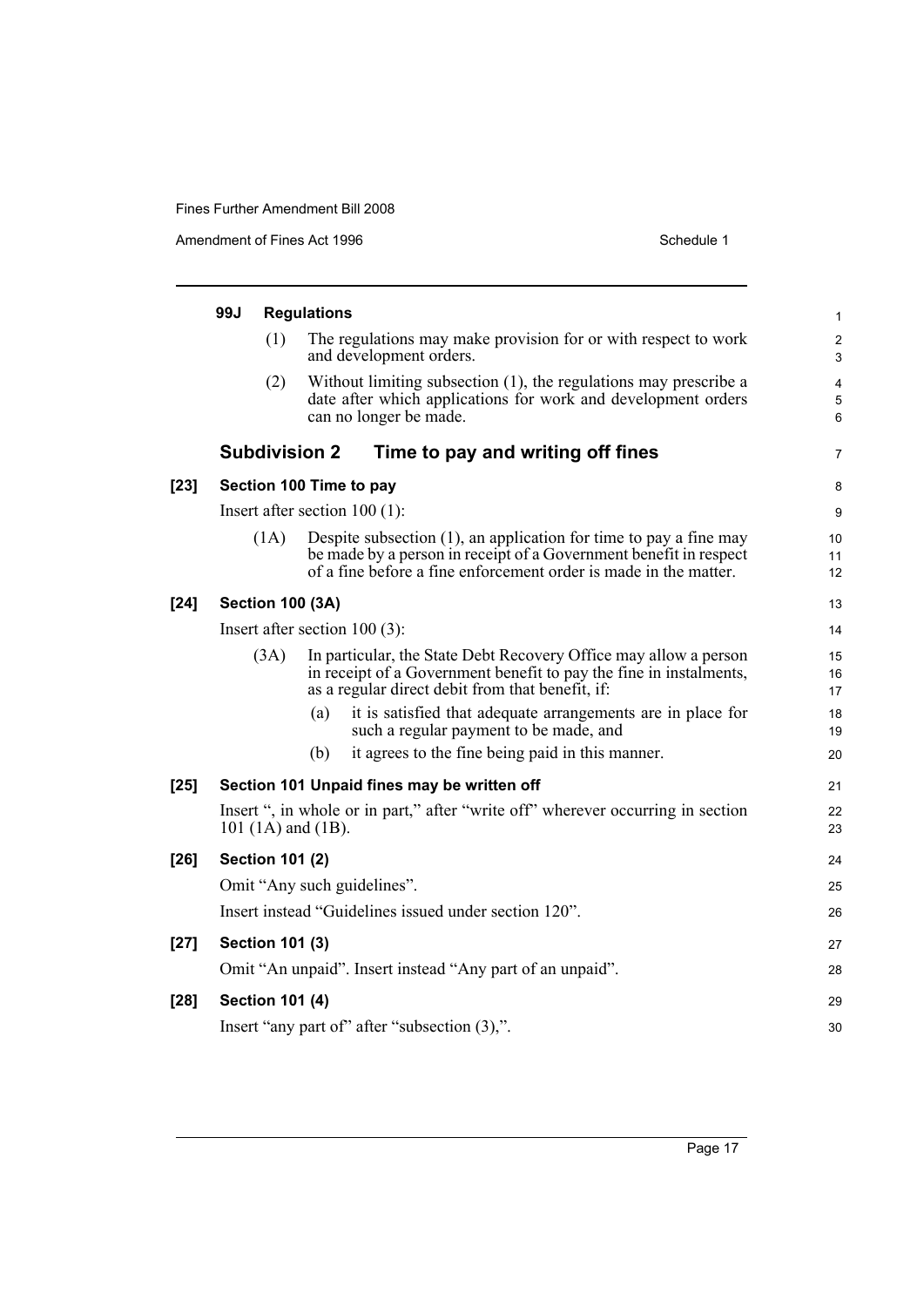**99J Regulations**

(1) The regulations may make provision for or with respect to work and development orders.

(2) Without limiting subsection (1), the regulations may prescribe a date after which applications for work and development orders can no longer be made.

## Subdivision 2 Time to pay and writing off fines

**[23] Section 100 Time to pay**

Insert after section 100 (1):

(1A) Despite subsection (1), an application for time to pay a fine may be made by a person in receipt of a Government benefit in respect of a fine before a fine enforcement order is made in the matter.

**[24] Section 100 (3A)**

Insert after section 100 (3):

(3A) In particular, the State Debt Recovery Office may allow a person in receipt of a Government benefit to pay the fine in instalments, as a regular direct debit from that benefit, if:

(a) it is satisfied that adequate arrangements are in place for such a regular payment to be made, and

(b) it agrees to the fine being paid in this manner.

**[25] Section 101 Unpaid fines may be written off**

Insert ", in whole or in part," after "write off" wherever occurring in section 101 (1A) and (1B).

**[26] Section 101 (2)**

Omit "Any such guidelines".

Insert instead "Guidelines issued under section 120".

**[27] Section 101 (3)**

Omit "An unpaid". Insert instead "Any part of an unpaid".

**[28] Section 101 (4)**

Insert "any part of" after "subsection (3),".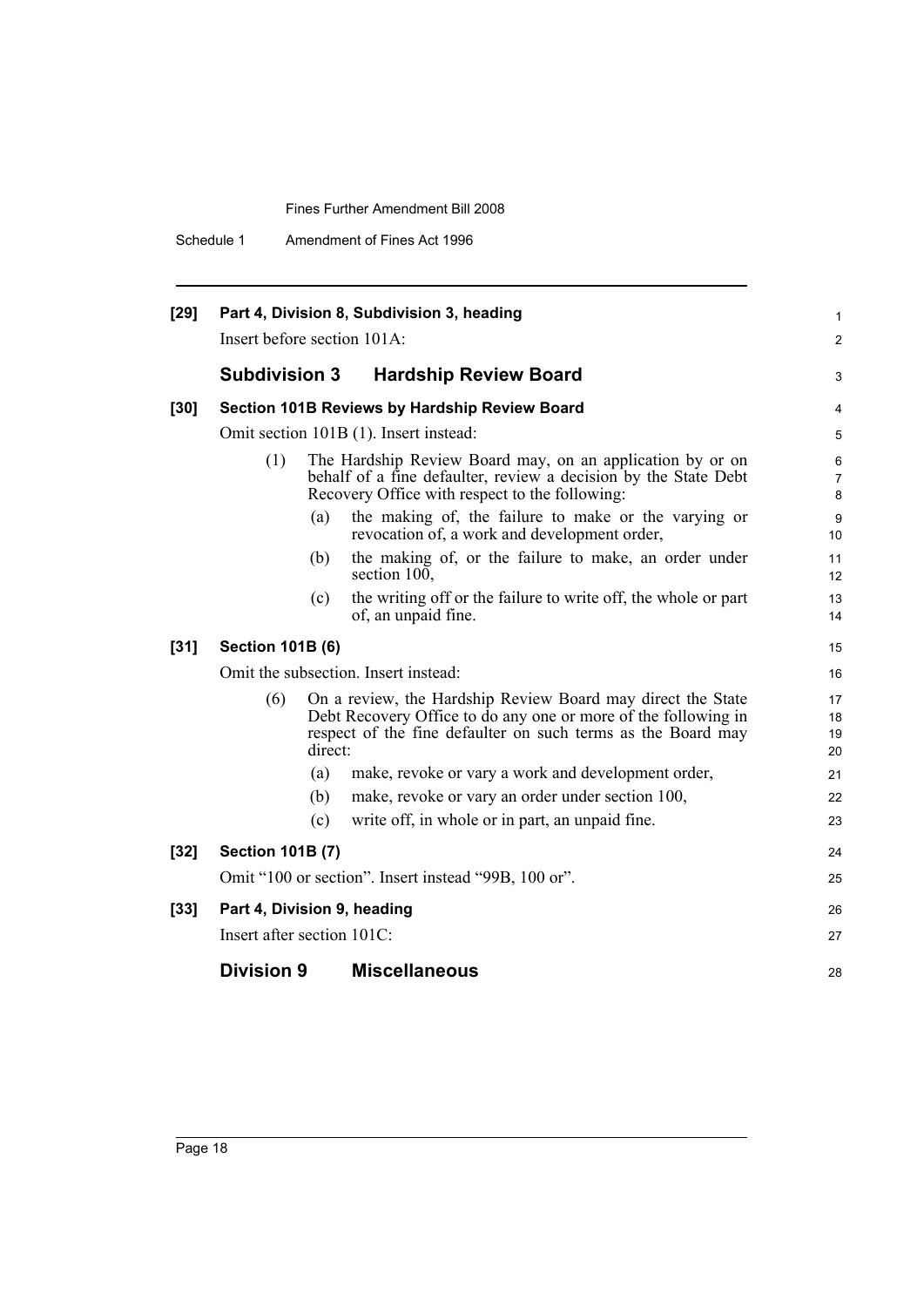**[29] Part 4, Division 8, Subdivision 3, heading**

Insert before section 101A:

## Subdivision 3 Hardship Review Board

**[30] Section 101B Reviews by Hardship Review Board**

Omit section 101B (1). Insert instead:

(1) The Hardship Review Board may, on an application by or on behalf of a fine defaulter, review a decision by the State Debt Recovery Office with respect to the following:

(a) the making of, the failure to make or the varying or revocation of, a work and development order,

(b) the making of, or the failure to make, an order under section 100,

(c) the writing off or the failure to write off, the whole or part of, an unpaid fine.

**[31] Section 101B (6)**

Omit the subsection. Insert instead:

(6) On a review, the Hardship Review Board may direct the State Debt Recovery Office to do any one or more of the following in respect of the fine defaulter on such terms as the Board may direct:

(a) make, revoke or vary a work and development order,

(b) make, revoke or vary an order under section 100,

(c) write off, in whole or in part, an unpaid fine.

**[32] Section 101B (7)**

Omit "100 or section". Insert instead "99B, 100 or".

**[33] Part 4, Division 9, heading**

Insert after section 101C:

## Division 9 Miscellaneous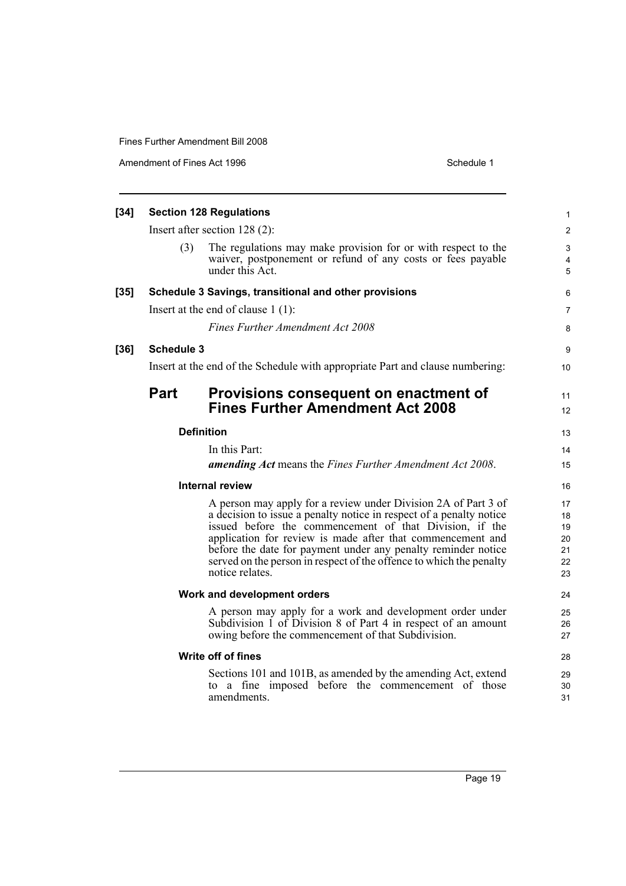**[34] Section 128 Regulations**

Insert after section 128 (2):

(3) The regulations may make provision for or with respect to the waiver, postponement or refund of any costs or fees payable under this Act.

**[35] Schedule 3 Savings, transitional and other provisions**

Insert at the end of clause 1 (1):

*Fines Further Amendment Act 2008*

**[36] Schedule 3**

Insert at the end of the Schedule with appropriate Part and clause numbering:

## Part Provisions consequent on enactment of Fines Further Amendment Act 2008

#### Definition

In this Part:

***amending Act*** means the *Fines Further Amendment Act 2008*.

#### Internal review

A person may apply for a review under Division 2A of Part 3 of a decision to issue a penalty notice in respect of a penalty notice issued before the commencement of that Division, if the application for review is made after that commencement and before the date for payment under any penalty reminder notice served on the person in respect of the offence to which the penalty notice relates.

#### Work and development orders

A person may apply for a work and development order under Subdivision 1 of Division 8 of Part 4 in respect of an amount owing before the commencement of that Subdivision.

#### Write off of fines

Sections 101 and 101B, as amended by the amending Act, extend to a fine imposed before the commencement of those amendments.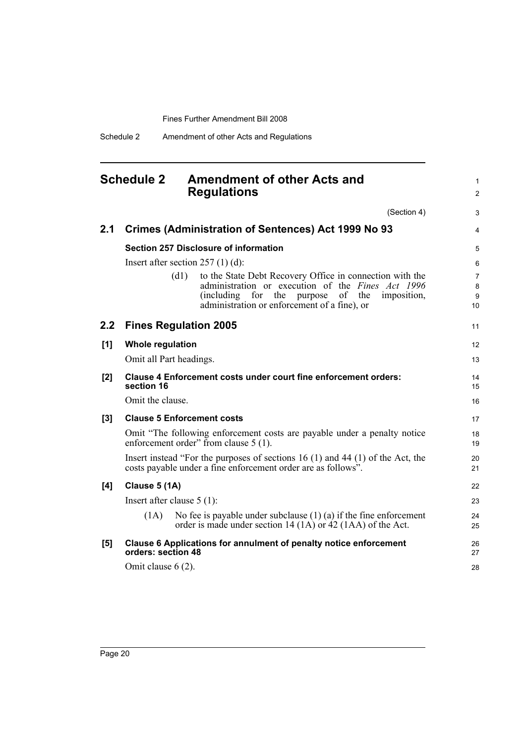# Schedule 2 Amendment of other Acts and Regulations

(Section 4)

## 2.1 Crimes (Administration of Sentences) Act 1999 No 93

### Section 257 Disclosure of information

Insert after section 257 (1) (d):

> (d1) to the State Debt Recovery Office in connection with the administration or execution of the *Fines Act 1996* (including for the purpose of the imposition, administration or enforcement of a fine), or

## 2.2 Fines Regulation 2005

### [1] Whole regulation

Omit all Part headings.

### [2] Clause 4 Enforcement costs under court fine enforcement orders: section 16

Omit the clause.

### [3] Clause 5 Enforcement costs

Omit "The following enforcement costs are payable under a penalty notice enforcement order" from clause 5 (1).

Insert instead "For the purposes of sections 16 (1) and 44 (1) of the Act, the costs payable under a fine enforcement order are as follows".

### [4] Clause 5 (1A)

Insert after clause 5 (1):

> (1A) No fee is payable under subclause (1) (a) if the fine enforcement order is made under section 14 (1A) or 42 (1AA) of the Act.

### [5] Clause 6 Applications for annulment of penalty notice enforcement orders: section 48

Omit clause 6 (2).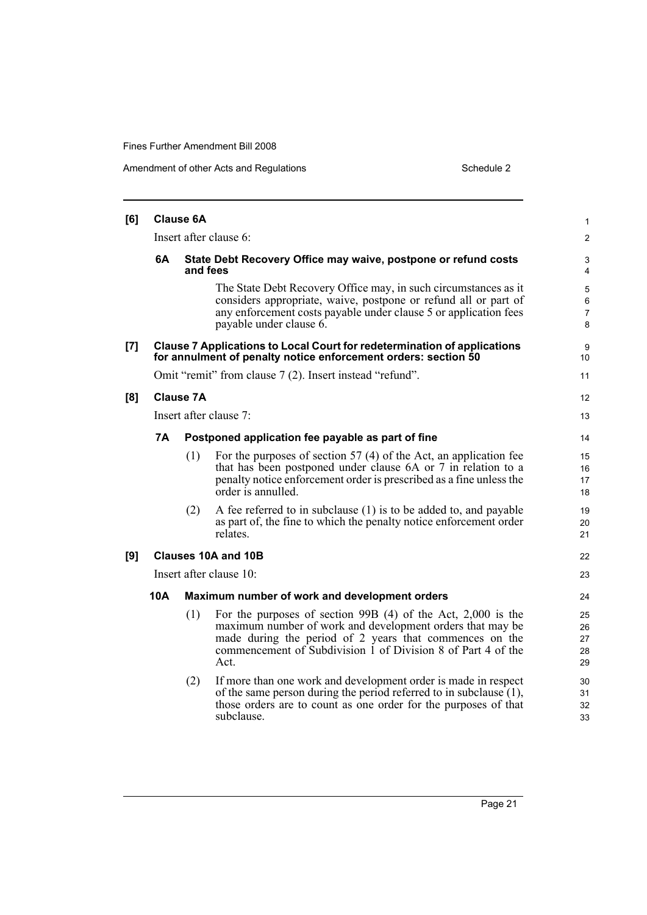**[6] Clause 6A**

Insert after clause 6:

**6A State Debt Recovery Office may waive, postpone or refund costs and fees**

The State Debt Recovery Office may, in such circumstances as it considers appropriate, waive, postpone or refund all or part of any enforcement costs payable under clause 5 or application fees payable under clause 6.

**[7] Clause 7 Applications to Local Court for redetermination of applications for annulment of penalty notice enforcement orders: section 50**

Omit "remit" from clause 7 (2). Insert instead "refund".

**[8] Clause 7A**

Insert after clause 7:

**7A Postponed application fee payable as part of fine**

(1) For the purposes of section 57 (4) of the Act, an application fee that has been postponed under clause 6A or 7 in relation to a penalty notice enforcement order is prescribed as a fine unless the order is annulled.

(2) A fee referred to in subclause (1) is to be added to, and payable as part of, the fine to which the penalty notice enforcement order relates.

**[9] Clauses 10A and 10B**

Insert after clause 10:

**10A Maximum number of work and development orders**

(1) For the purposes of section 99B (4) of the Act, 2,000 is the maximum number of work and development orders that may be made during the period of 2 years that commences on the commencement of Subdivision 1 of Division 8 of Part 4 of the Act.

(2) If more than one work and development order is made in respect of the same person during the period referred to in subclause (1), those orders are to count as one order for the purposes of that subclause.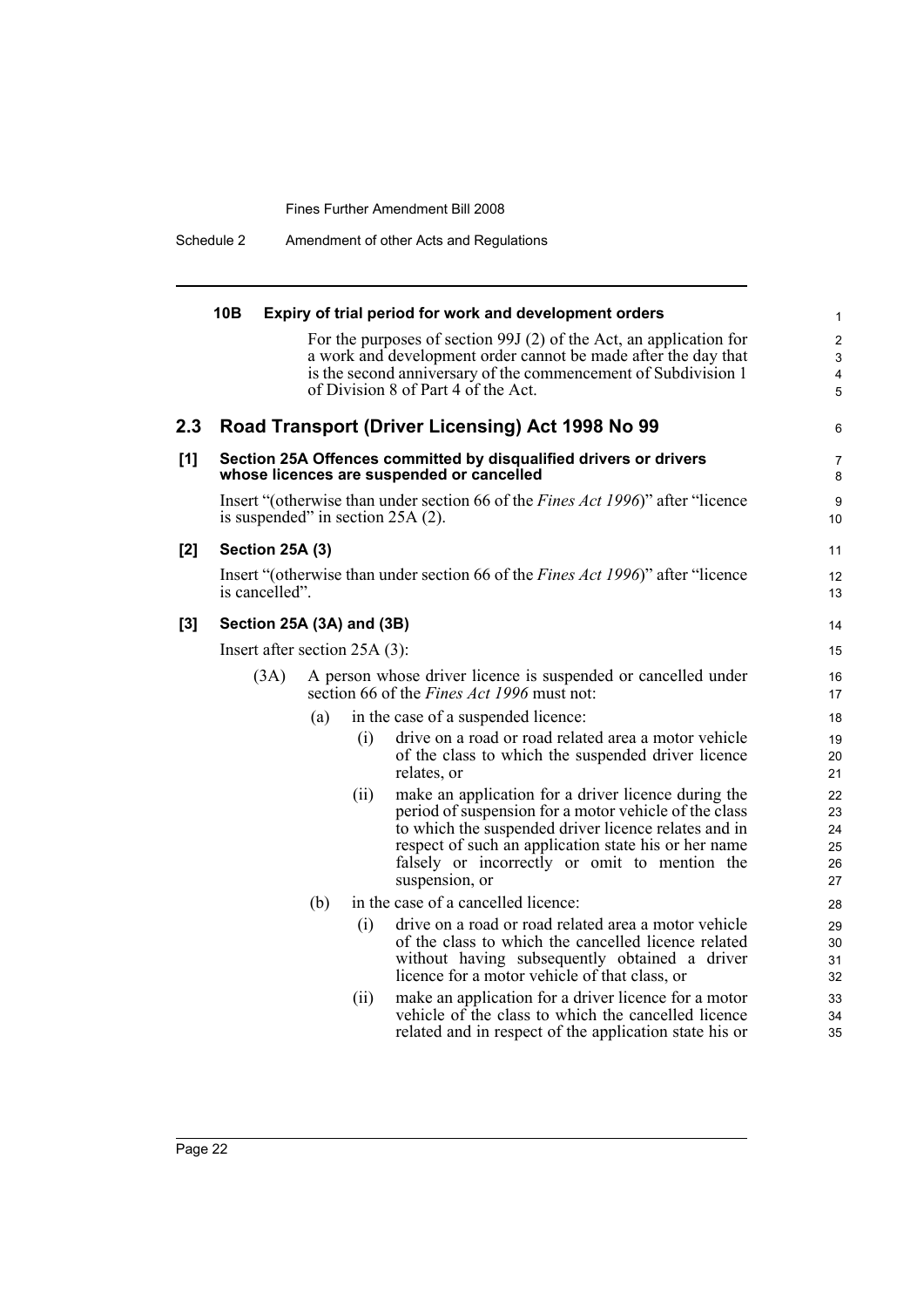### 10B Expiry of trial period for work and development orders

For the purposes of section 99J (2) of the Act, an application for a work and development order cannot be made after the day that is the second anniversary of the commencement of Subdivision 1 of Division 8 of Part 4 of the Act.

## 2.3 Road Transport (Driver Licensing) Act 1998 No 99

**[1] Section 25A Offences committed by disqualified drivers or drivers whose licences are suspended or cancelled**

Insert "(otherwise than under section 66 of the *Fines Act 1996*)" after "licence is suspended" in section 25A (2).

**[2] Section 25A (3)**

Insert "(otherwise than under section 66 of the *Fines Act 1996*)" after "licence is cancelled".

**[3] Section 25A (3A) and (3B)**

Insert after section 25A (3):

(3A) A person whose driver licence is suspended or cancelled under section 66 of the *Fines Act 1996* must not:

(a) in the case of a suspended licence:

(i) drive on a road or road related area a motor vehicle of the class to which the suspended driver licence relates, or

(ii) make an application for a driver licence during the period of suspension for a motor vehicle of the class to which the suspended driver licence relates and in respect of such an application state his or her name falsely or incorrectly or omit to mention the suspension, or

(b) in the case of a cancelled licence:

(i) drive on a road or road related area a motor vehicle of the class to which the cancelled licence related without having subsequently obtained a driver licence for a motor vehicle of that class, or

(ii) make an application for a driver licence for a motor vehicle of the class to which the cancelled licence related and in respect of the application state his or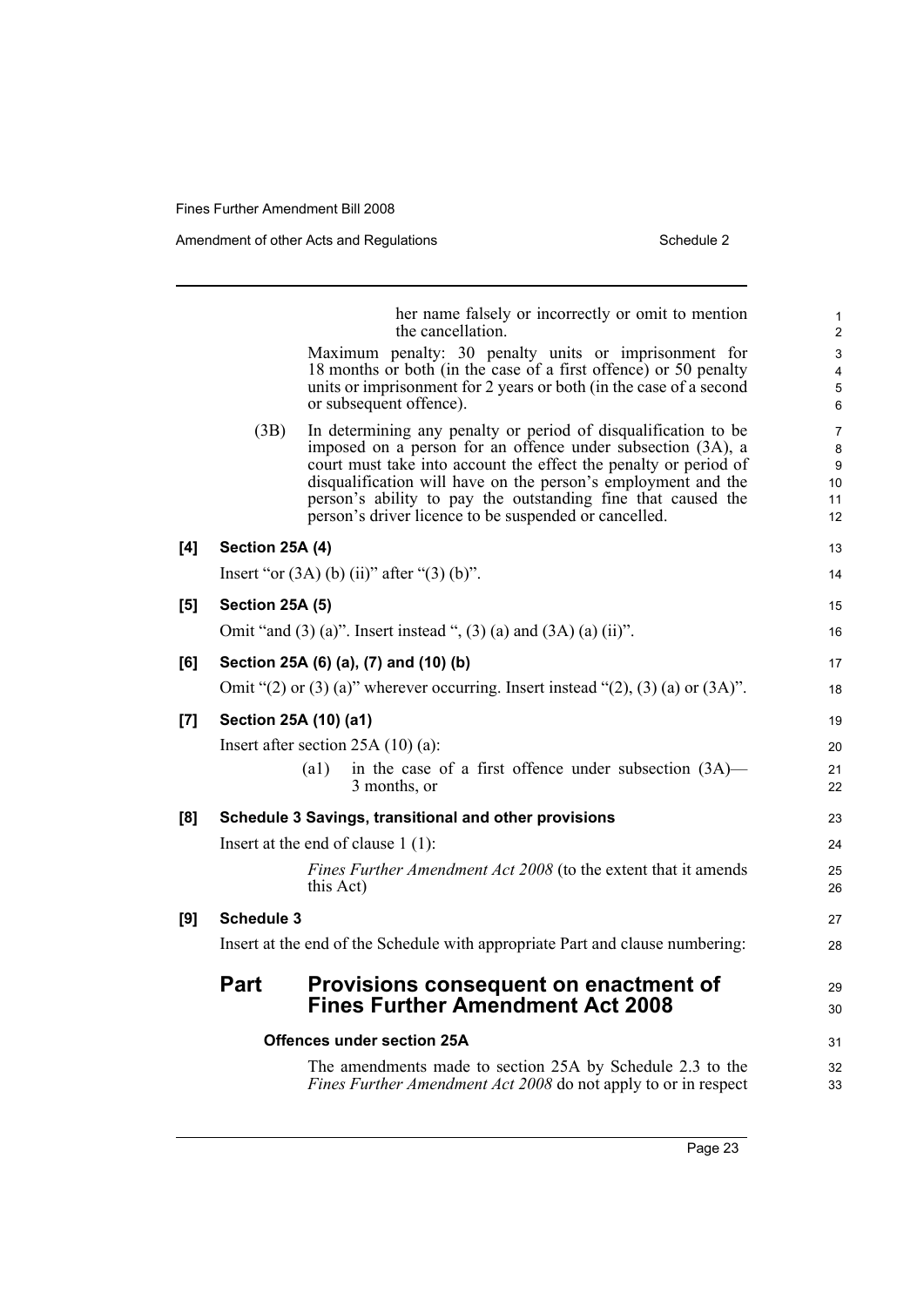her name falsely or incorrectly or omit to mention the cancellation.

Maximum penalty: 30 penalty units or imprisonment for 18 months or both (in the case of a first offence) or 50 penalty units or imprisonment for 2 years or both (in the case of a second or subsequent offence).

(3B) In determining any penalty or period of disqualification to be imposed on a person for an offence under subsection (3A), a court must take into account the effect the penalty or period of disqualification will have on the person's employment and the person's ability to pay the outstanding fine that caused the person's driver licence to be suspended or cancelled.

**[4] Section 25A (4)**

Insert "or (3A) (b) (ii)" after "(3) (b)".

**[5] Section 25A (5)**

Omit "and (3) (a)". Insert instead ", (3) (a) and (3A) (a) (ii)".

**[6] Section 25A (6) (a), (7) and (10) (b)**

Omit "(2) or (3) (a)" wherever occurring. Insert instead "(2), (3) (a) or (3A)".

**[7] Section 25A (10) (a1)**

Insert after section 25A (10) (a):

(a1) in the case of a first offence under subsection (3A)—3 months, or

**[8] Schedule 3 Savings, transitional and other provisions**

Insert at the end of clause 1 (1):

*Fines Further Amendment Act 2008* (to the extent that it amends this Act)

**[9] Schedule 3**

Insert at the end of the Schedule with appropriate Part and clause numbering:

## Part Provisions consequent on enactment of Fines Further Amendment Act 2008

**Offences under section 25A**

The amendments made to section 25A by Schedule 2.3 to the *Fines Further Amendment Act 2008* do not apply to or in respect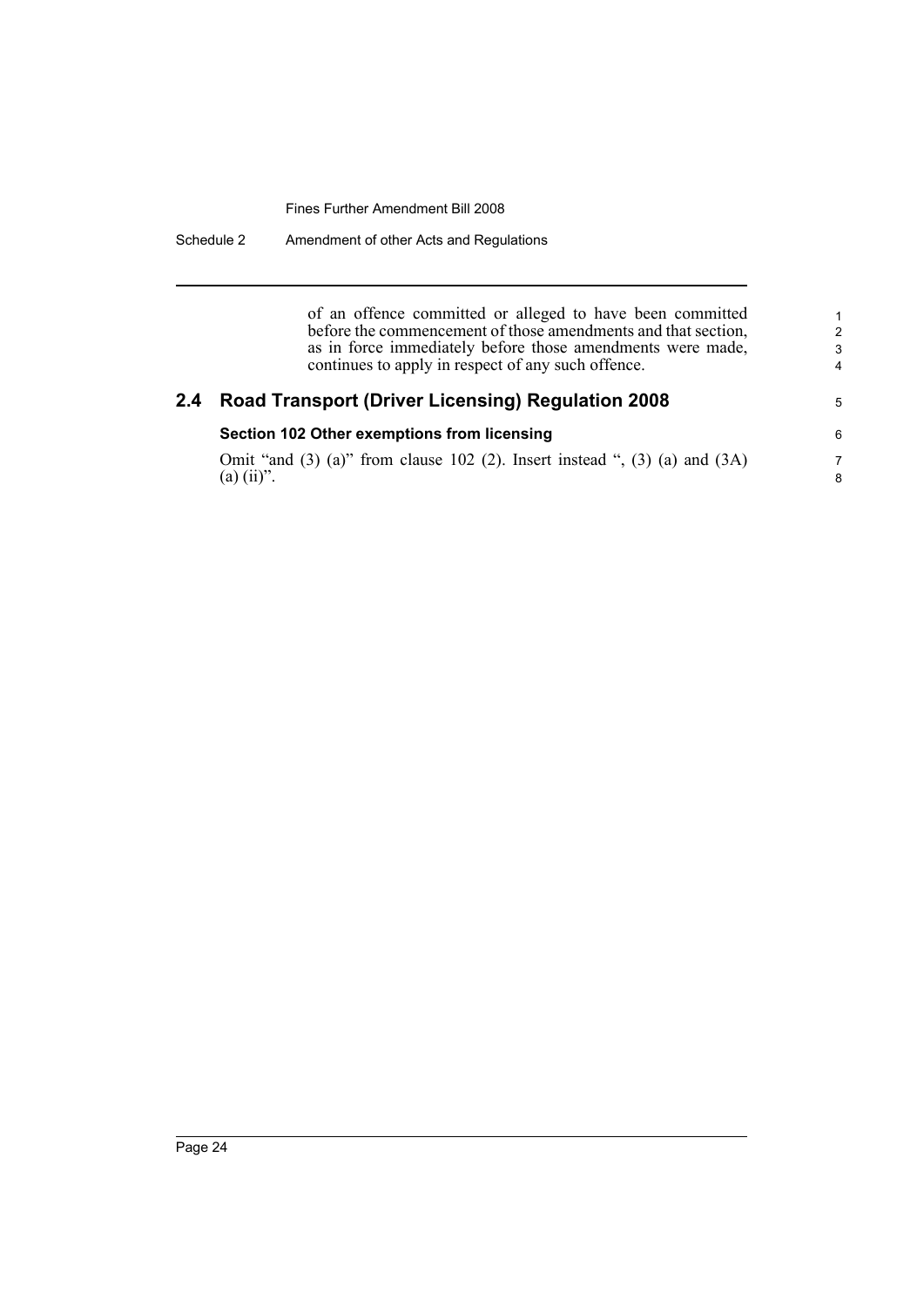of an offence committed or alleged to have been committed before the commencement of those amendments and that section, as in force immediately before those amendments were made, continues to apply in respect of any such offence.

## 2.4 Road Transport (Driver Licensing) Regulation 2008

### Section 102 Other exemptions from licensing

Omit "and (3) (a)" from clause 102 (2). Insert instead ", (3) (a) and (3A) (a) (ii)".